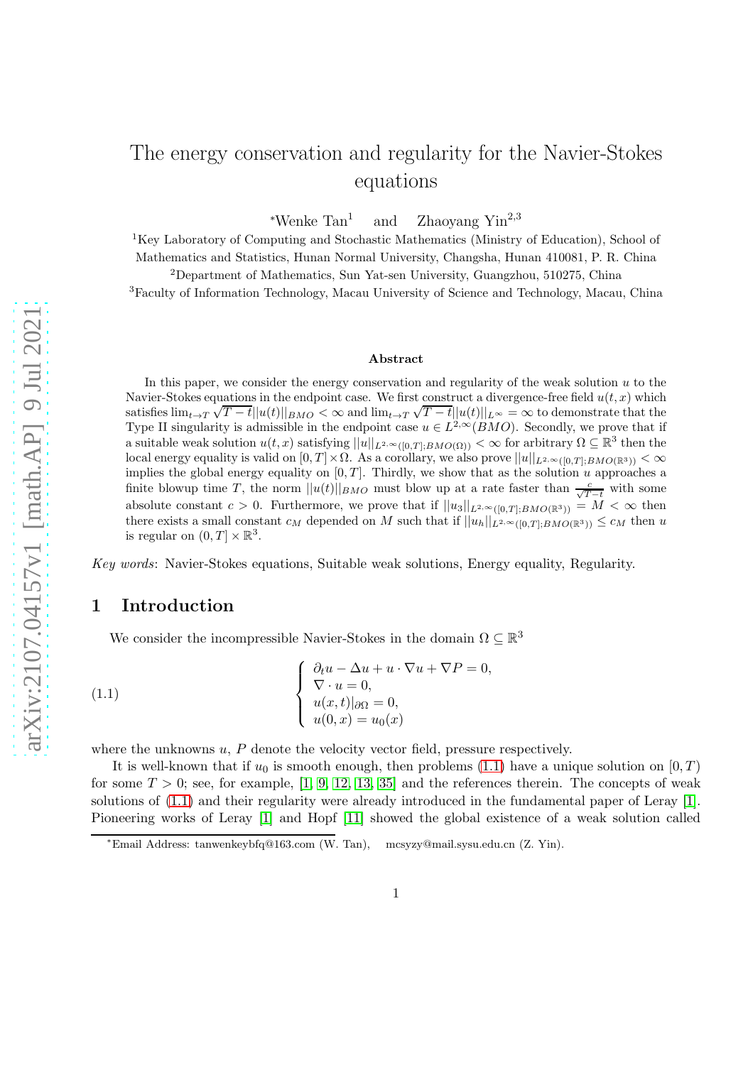# The energy conservation and regularity for the Navier-Stokes equations

*Wenke Tan[1] and Zhaoyang Yin[2,3]

[1]Key Laboratory of Computing and Stochastic Mathematics (Ministry of Education), School of Mathematics and Statistics, Hunan Normal University, Changsha, Hunan 410081, P. R. China

[2]Department of Mathematics, Sun Yat-sen University, Guangzhou, 510275, China

[3]Faculty of Information Technology, Macau University of Science and Technology, Macau, China

**Abstract**

In this paper, we consider the energy conservation and regularity of the weak solution $u$ to the Navier-Stokes equations in the endpoint case. We first construct a divergence-free field $u(t,x)$ which satisfies $\lim_{t\to T}\sqrt{T-t}||u(t)||_{BMO}<\infty$ and $\lim_{t\to T}\sqrt{T-t}||u(t)||_{L^\infty}=\infty$ to demonstrate that the Type II singularity is admissible in the endpoint case $u\in L^{2,\infty}(BMO)$. Secondly, we prove that if a suitable weak solution $u(t,x)$ satisfying $||u||_{L^{2,\infty}([0,T];BMO(\Omega))}<\infty$ for arbitrary $\Omega\subseteq\mathbb{R}^3$ then the local energy equality is valid on $[0,T]\times\Omega$. As a corollary, we also prove $||u||_{L^{2,\infty}([0,T];BMO(\mathbb{R}^3))}<\infty$ implies the global energy equality on $[0,T]$. Thirdly, we show that as the solution $u$ approaches a finite blowup time $T$, the norm $||u(t)||_{BMO}$ must blow up at a rate faster than $\frac{c}{\sqrt{T-t}}$ with some absolute constant $c>0$. Furthermore, we prove that if $||u_3||_{L^{2,\infty}([0,T];BMO(\mathbb{R}^3))}=M<\infty$ then there exists a small constant $c_M$ depended on $M$ such that if $||u_h||_{L^{2,\infty}([0,T];BMO(\mathbb{R}^3))}\le c_M$ then $u$ is regular on $(0,T]\times\mathbb{R}^3$.

*Key words*: Navier-Stokes equations, Suitable weak solutions, Energy equality, Regularity.

## 1 Introduction

We consider the incompressible Navier-Stokes in the domain $\Omega\subseteq\mathbb{R}^3$

$$
\left\{
\begin{array}{l}
\partial_t u-\Delta u+u\cdot\nabla u+\nabla P=0,\\
\nabla\cdot u=0,\\
u(x,t)|_{\partial\Omega}=0,\\
u(0,x)=u_0(x)
\end{array}
\right.
\tag{1.1}
$$

where the unknowns $u$, $P$ denote the velocity vector field, pressure respectively.

It is well-known that if $u_0$ is smooth enough, then problems (1.1) have a unique solution on $[0,T)$ for some $T>0$; see, for example, [1, 9, 12, 13, 35] and the references therein. The concepts of weak solutions of (1.1) and their regularity were already introduced in the fundamental paper of Leray [1]. Pioneering works of Leray [1] and Hopf [11] showed the global existence of a weak solution called

*Email Address: tanwenkeybfq@163.com (W. Tan), mcsyzy@mail.sysu.edu.cn (Z. Yin).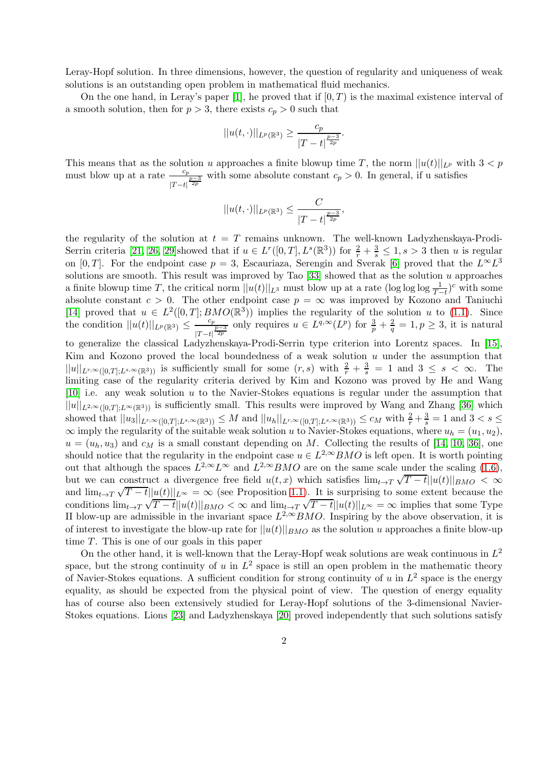Leray-Hopf solution. In three dimensions, however, the question of regularity and uniqueness of weak solutions is an outstanding open problem in mathematical fluid mechanics.

On the one hand, in Leray's paper [1], he proved that if $[0, T)$ is the maximal existence interval of a smooth solution, then for $p > 3$, there exists $c_p > 0$ such that

$$||u(t, \cdot)||_{L^p(\mathbb{R}^3)} \geq \frac{c_p}{|T-t|^{\frac{p-3}{2p}}}.$$

This means that as the solution $u$ approaches a finite blowup time $T$, the norm $||u(t)||_{L^p}$ with $3 < p$ must blow up at a rate $\frac{c_p}{|T-t|^{\frac{p-3}{2p}}}$ with some absolute constant $c_p > 0$. In general, if u satisfies

$$||u(t, \cdot)||_{L^p(\mathbb{R}^3)} \leq \frac{C}{|T-t|^{\frac{p-3}{2p}}},$$

the regularity of the solution at $t = T$ remains unknown. The well-known Ladyzhenskaya-Prodi-Serrin criteria [21, 26, 29]showed that if $u \in L^r([0, T], L^s(\mathbb{R}^3))$ for $\frac{2}{r} + \frac{3}{s} \leq 1, s > 3$ then $u$ is regular on $[0, T]$. For the endpoint case $p = 3$, Escauriaza, Serengin and Sverak [6] proved that the $L^\infty L^3$ solutions are smooth. This result was improved by Tao [33] showed that as the solution $u$ approaches a finite blowup time $T$, the critical norm $||u(t)||_{L^3}$ must blow up at a rate $(\log \log \log \frac{1}{T-t})^c$ with some absolute constant $c > 0$. The other endpoint case $p = \infty$ was improved by Kozono and Taniuchi [14] proved that $u \in L^2([0, T]; BMO(\mathbb{R}^3))$ implies the regularity of the solution $u$ to (1.1). Since the condition $||u(t)||_{L^p(\mathbb{R}^3)} \leq \frac{c_p}{|T-t|^{\frac{p-3}{2p}}}$ only requires $u \in L^{q,\infty}(L^p)$ for $\frac{3}{p} + \frac{2}{q} = 1, p \geq 3$, it is natural to generalize the classical Ladyzhenskaya-Prodi-Serrin type criterion into Lorentz spaces. In [15], Kim and Kozono proved the local boundedness of a weak solution $u$ under the assumption that $||u||_{L^{r,\infty}([0,T];L^{s,\infty}(\mathbb{R}^3))}$ is sufficiently small for some $(r, s)$ with $\frac{2}{r} + \frac{3}{s} = 1$ and $3 \leq s < \infty$. The limiting case of the regularity criteria derived by Kim and Kozono was proved by He and Wang [10] i.e. any weak solution $u$ to the Navier-Stokes equations is regular under the assumption that $||u||_{L^{2,\infty}([0,T];L^\infty(\mathbb{R}^3))}$ is sufficiently small. This results were improved by Wang and Zhang [36] which showed that $||u_3||_{L^{r,\infty}([0,T];L^{s,\infty}(\mathbb{R}^3))} \leq M$ and $||u_h||_{L^{r,\infty}([0,T];L^{s,\infty}(\mathbb{R}^3))} \leq c_M$ with $\frac{2}{r} + \frac{3}{s} = 1$ and $3 < s \leq \infty$ imply the regularity of the suitable weak solution $u$ to Navier-Stokes equations, where $u_h = (u_1, u_2)$, $u = (u_h, u_3)$ and $c_M$ is a small constant depending on $M$. Collecting the results of [14, 10, 36], one should notice that the regularity in the endpoint case $u \in L^{2,\infty}BMO$ is left open. It is worth pointing out that although the spaces $L^{2,\infty}L^\infty$ and $L^{2,\infty}BMO$ are on the same scale under the scaling (1.6), but we can construct a divergence free field $u(t, x)$ which satisfies $\lim_{t\to T} \sqrt{T-t}||u(t)||_{BMO} < \infty$ and $\lim_{t\to T} \sqrt{T-t}||u(t)||_{L^\infty} = \infty$ (see Proposition 1.1). It is surprising to some extent because the conditions $\lim_{t\to T} \sqrt{T-t}||u(t)||_{BMO} < \infty$ and $\lim_{t\to T} \sqrt{T-t}||u(t)||_{L^\infty} = \infty$ implies that some Type II blow-up are admissible in the invariant space $L^{2,\infty}BMO$. Inspiring by the above observation, it is of interest to investigate the blow-up rate for $||u(t)||_{BMO}$ as the solution $u$ approaches a finite blow-up time $T$. This is one of our goals in this paper

On the other hand, it is well-known that the Leray-Hopf weak solutions are weak continuous in $L^2$ space, but the strong continuity of $u$ in $L^2$ space is still an open problem in the mathematic theory of Navier-Stokes equations. A sufficient condition for strong continuity of $u$ in $L^2$ space is the energy equality, as should be expected from the physical point of view. The question of energy equality has of course also been extensively studied for Leray-Hopf solutions of the 3-dimensional Navier-Stokes equations. Lions [23] and Ladyzhenskaya [20] proved independently that such solutions satisfy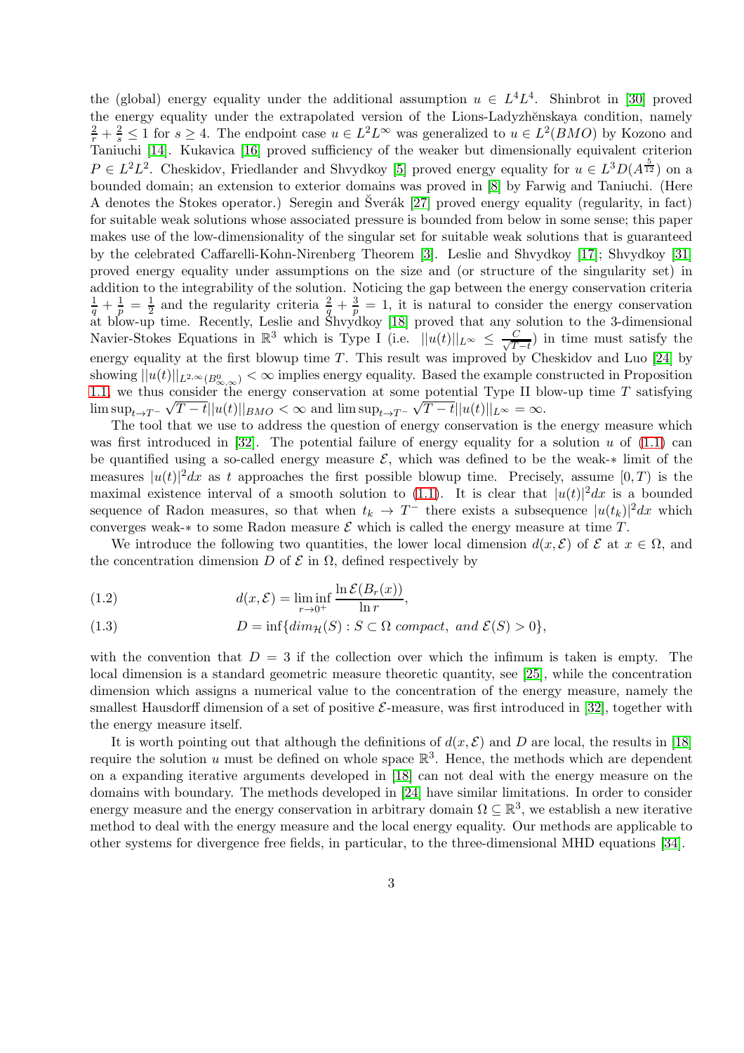the (global) energy equality under the additional assumption $u \in L^4L^4$. Shinbrot in [30] proved the energy equality under the extrapolated version of the Lions-Ladyzhěnskaya condition, namely $\frac{2}{r}+\frac{2}{s}\le 1$ for $s\ge 4$. The endpoint case $u\in L^2L^\infty$ was generalized to $u\in L^2(BMO)$ by Kozono and Taniuchi [14]. Kukavica [16] proved sufficiency of the weaker but dimensionally equivalent criterion $P\in L^2L^2$. Cheskidov, Friedlander and Shvydkoy [5] proved energy equality for $u\in L^3D(A^{\frac{5}{12}})$ on a bounded domain; an extension to exterior domains was proved in [8] by Farwig and Taniuchi. (Here A denotes the Stokes operator.) Seregin and Šverák [27] proved energy equality (regularity, in fact) for suitable weak solutions whose associated pressure is bounded from below in some sense; this paper makes use of the low-dimensionality of the singular set for suitable weak solutions that is guaranteed by the celebrated Caffarelli-Kohn-Nirenberg Theorem [3]. Leslie and Shvydkoy [17]; Shvydkoy [31] proved energy equality under assumptions on the size and (or structure of the singularity set) in addition to the integrability of the solution. Noticing the gap between the energy conservation criteria $\frac{1}{q}+\frac{1}{p}=\frac{1}{2}$ and the regularity criteria $\frac{2}{q}+\frac{3}{p}=1$, it is natural to consider the energy conservation at blow-up time. Recently, Leslie and Shvydkoy [18] proved that any solution to the 3-dimensional Navier-Stokes Equations in $\mathbb{R}^3$ which is Type I (i.e. $||u(t)||_{L^\infty}\le \frac{C}{\sqrt{T-t}}$) in time must satisfy the energy equality at the first blowup time $T$. This result was improved by Cheskidov and Luo [24] by showing $||u(t)||_{L^{2,\infty}(B^0_{\infty,\infty})}<\infty$ implies energy equality. Based the example constructed in Proposition 1.1, we thus consider the energy conservation at some potential Type II blow-up time $T$ satisfying $\limsup_{t\to T^-}\sqrt{T-t}||u(t)||_{BMO}<\infty$ and $\limsup_{t\to T^-}\sqrt{T-t}||u(t)||_{L^\infty}=\infty$.

The tool that we use to address the question of energy conservation is the energy measure which was first introduced in [32]. The potential failure of energy equality for a solution $u$ of (1.1) can be quantified using a so-called energy measure $\mathcal{E}$, which was defined to be the weak-$*$ limit of the measures $|u(t)|^2dx$ as $t$ approaches the first possible blowup time. Precisely, assume $[0,T)$ is the maximal existence interval of a smooth solution to (1.1). It is clear that $|u(t)|^2dx$ is a bounded sequence of Radon measures, so that when $t_k\to T^-$ there exists a subsequence $|u(t_k)|^2dx$ which converges weak-$*$ to some Radon measure $\mathcal{E}$ which is called the energy measure at time $T$.

We introduce the following two quantities, the lower local dimension $d(x,\mathcal{E})$ of $\mathcal{E}$ at $x\in\Omega$, and the concentration dimension $D$ of $\mathcal{E}$ in $\Omega$, defined respectively by

$$d(x,\mathcal{E})=\liminf_{r\to 0^+}\frac{\ln \mathcal{E}(B_r(x))}{\ln r}, \tag{1.2}$$

$$D=\inf\{dim_{\mathcal{H}}(S): S\subset\Omega \ compact,\ and\ \mathcal{E}(S)>0\}, \tag{1.3}$$

with the convention that $D=3$ if the collection over which the infimum is taken is empty. The local dimension is a standard geometric measure theoretic quantity, see [25], while the concentration dimension which assigns a numerical value to the concentration of the energy measure, namely the smallest Hausdorff dimension of a set of positive $\mathcal{E}$-measure, was first introduced in [32], together with the energy measure itself.

It is worth pointing out that although the definitions of $d(x,\mathcal{E})$ and $D$ are local, the results in [18] require the solution $u$ must be defined on whole space $\mathbb{R}^3$. Hence, the methods which are dependent on a expanding iterative arguments developed in [18] can not deal with the energy measure on the domains with boundary. The methods developed in [24] have similar limitations. In order to consider energy measure and the energy conservation in arbitrary domain $\Omega\subseteq\mathbb{R}^3$, we establish a new iterative method to deal with the energy measure and the local energy equality. Our methods are applicable to other systems for divergence free fields, in particular, to the three-dimensional MHD equations [34].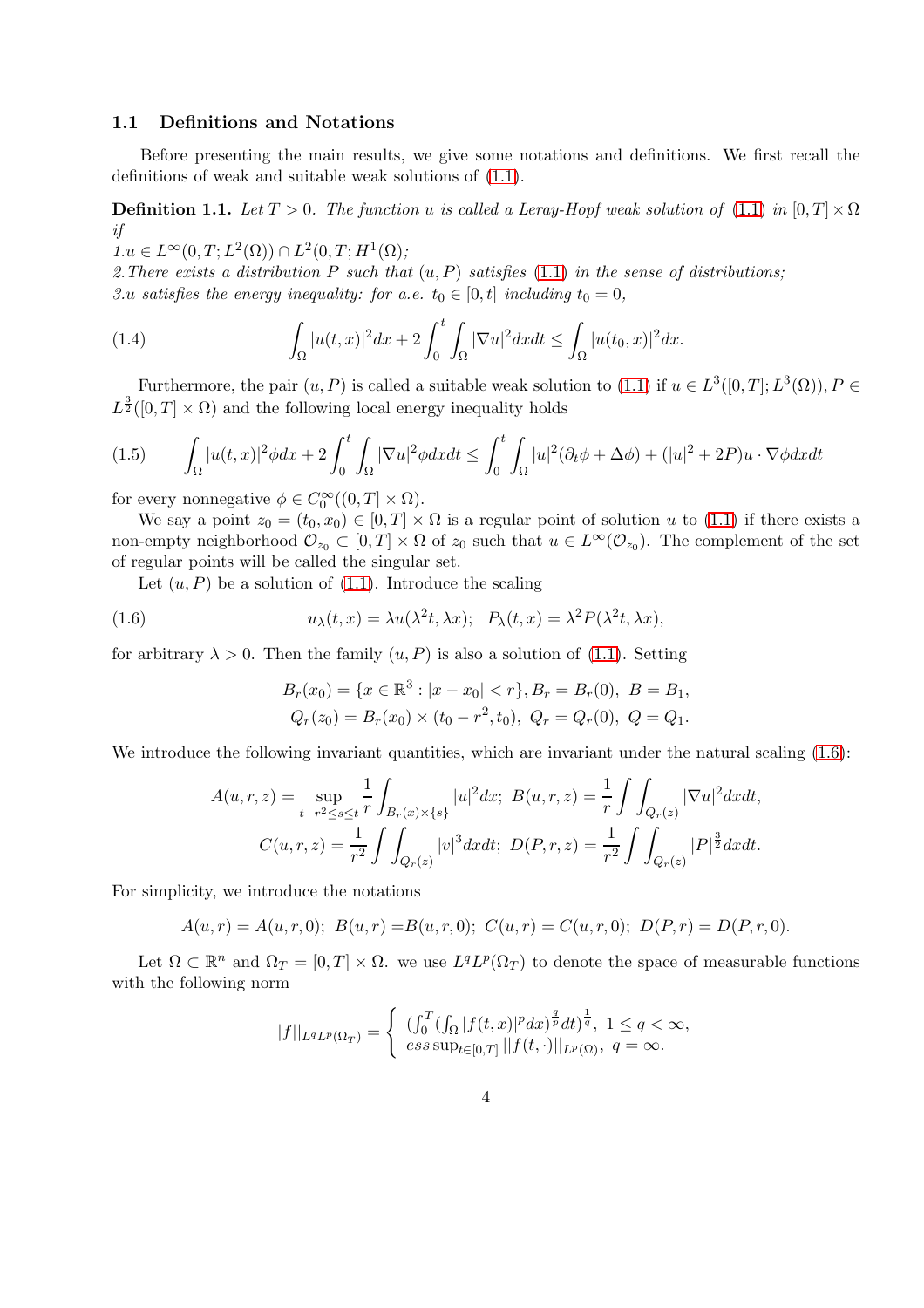### 1.1 Definitions and Notations

Before presenting the main results, we give some notations and definitions. We first recall the definitions of weak and suitable weak solutions of (1.1).

**Definition 1.1.** *Let $T > 0$. The function $u$ is called a Leray-Hopf weak solution of (1.1) in $[0,T]\times\Omega$ if*
*1.$u \in L^\infty(0,T;L^2(\Omega))\cap L^2(0,T;H^1(\Omega))$;*
*2.There exists a distribution $P$ such that $(u,P)$ satisfies (1.1) in the sense of distributions;*
*3.$u$ satisfies the energy inequality: for a.e. $t_0 \in [0,t]$ including $t_0 = 0$,*

$$\int_\Omega |u(t,x)|^2dx + 2\int_0^t\int_\Omega |\nabla u|^2 dxdt \le \int_\Omega |u(t_0,x)|^2 dx. \tag{1.4}$$

Furthermore, the pair $(u,P)$ is called a suitable weak solution to (1.1) if $u \in L^3([0,T];L^3(\Omega))$, $P \in L^{\frac{3}{2}}([0,T]\times\Omega)$ and the following local energy inequality holds

$$\int_\Omega |u(t,x)|^2\phi dx + 2\int_0^t\int_\Omega |\nabla u|^2\phi dxdt \le \int_0^t\int_\Omega |u|^2(\partial_t\phi+\Delta\phi)+(|u|^2+2P)u\cdot\nabla\phi dxdt \tag{1.5}$$

for every nonnegative $\phi \in C_0^\infty((0,T]\times\Omega)$.

We say a point $z_0 = (t_0,x_0) \in [0,T]\times\Omega$ is a regular point of solution $u$ to (1.1) if there exists a non-empty neighborhood $\mathcal{O}_{z_0} \subset [0,T]\times\Omega$ of $z_0$ such that $u \in L^\infty(\mathcal{O}_{z_0})$. The complement of the set of regular points will be called the singular set.

Let $(u,P)$ be a solution of (1.1). Introduce the scaling

$$u_\lambda(t,x) = \lambda u(\lambda^2 t,\lambda x);\quad P_\lambda(t,x) = \lambda^2 P(\lambda^2 t,\lambda x), \tag{1.6}$$

for arbitrary $\lambda > 0$. Then the family $(u,P)$ is also a solution of (1.1). Setting

$$B_r(x_0) = \{x\in\mathbb{R}^3 : |x-x_0| < r\}, B_r = B_r(0),\ B = B_1,$$
$$Q_r(z_0) = B_r(x_0)\times(t_0-r^2,t_0),\ Q_r = Q_r(0),\ Q = Q_1.$$

We introduce the following invariant quantities, which are invariant under the natural scaling (1.6):

$$A(u,r,z) = \sup_{t-r^2\le s\le t}\frac{1}{r}\int_{B_r(x)\times\{s\}}|u|^2dx;\ B(u,r,z) = \frac{1}{r}\int\int_{Q_r(z)}|\nabla u|^2dxdt,$$
$$C(u,r,z) = \frac{1}{r^2}\int\int_{Q_r(z)}|v|^3dxdt;\ D(P,r,z) = \frac{1}{r^2}\int\int_{Q_r(z)}|P|^{\frac{3}{2}}dxdt.$$

For simplicity, we introduce the notations

$$A(u,r) = A(u,r,0);\ B(u,r) = B(u,r,0);\ C(u,r) = C(u,r,0);\ D(P,r) = D(P,r,0).$$

Let $\Omega \subset \mathbb{R}^n$ and $\Omega_T = [0,T]\times\Omega$. we use $L^qL^p(\Omega_T)$ to denote the space of measurable functions with the following norm

$$||f||_{L^qL^p(\Omega_T)} = \begin{cases} (\int_0^T(\int_\Omega |f(t,x)|^pdx)^{\frac{q}{p}}dt)^{\frac{1}{q}},\ 1\le q<\infty, \\ ess\sup_{t\in[0,T]}||f(t,\cdot)||_{L^p(\Omega)},\ q=\infty. \end{cases}$$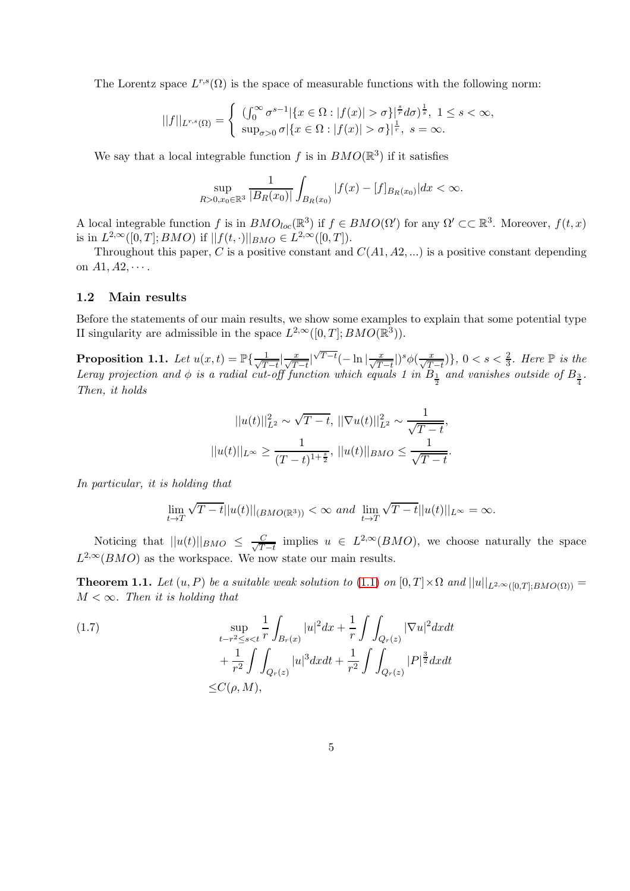The Lorentz space $L^{r,s}(\Omega)$ is the space of measurable functions with the following norm:

$$||f||_{L^{r,s}(\Omega)} = \begin{cases} (\int_0^\infty \sigma^{s-1} |\{x \in \Omega : |f(x)| > \sigma\}|^{\frac{s}{r}} d\sigma)^{\frac{1}{s}}, \ 1 \le s < \infty, \\ \sup_{\sigma > 0} \sigma |\{x \in \Omega : |f(x)| > \sigma\}|^{\frac{1}{r}}, \ s = \infty. \end{cases}$$

We say that a local integrable function $f$ is in $BMO(\mathbb{R}^3)$ if it satisfies

$$\sup_{R>0, x_0 \in \mathbb{R}^3} \frac{1}{|B_R(x_0)|} \int_{B_R(x_0)} |f(x) - [f]_{B_R(x_0)}| dx < \infty.$$

A local integrable function $f$ is in $BMO_{loc}(\mathbb{R}^3)$ if $f \in BMO(\Omega')$ for any $\Omega' \subset\subset \mathbb{R}^3$. Moreover, $f(t,x)$ is in $L^{2,\infty}([0,T]; BMO)$ if $||f(t,\cdot)||_{BMO} \in L^{2,\infty}([0,T])$.

Throughout this paper, $C$ is a positive constant and $C(A1, A2, ...)$ is a positive constant depending on $A1, A2, \cdots$.

### 1.2 Main results

Before the statements of our main results, we show some examples to explain that some potential type II singularity are admissible in the space $L^{2,\infty}([0,T]; BMO(\mathbb{R}^3))$.

**Proposition 1.1.** *Let $u(x,t) = \mathbb{P}\{\frac{1}{\sqrt{T-t}} |\frac{x}{\sqrt{T-t}}|^{\sqrt{T-t}} (-\ln |\frac{x}{\sqrt{T-t}}|)^s \phi(\frac{x}{\sqrt{T-t}})\}$, $0 < s < \frac{2}{3}$. Here $\mathbb{P}$ is the Leray projection and $\phi$ is a radial cut-off function which equals 1 in $B_{\frac{1}{2}}$ and vanishes outside of $B_{\frac{3}{4}}$. Then, it holds*

$$||u(t)||_{L^2}^2 \sim \sqrt{T-t}, \ ||\nabla u(t)||_{L^2}^2 \sim \frac{1}{\sqrt{T-t}},$$
$$||u(t)||_{L^\infty} \ge \frac{1}{(T-t)^{1+\frac{s}{2}}}, \ ||u(t)||_{BMO} \le \frac{1}{\sqrt{T-t}}.$$

*In particular, it is holding that*

$$\lim_{t \to T} \sqrt{T-t} ||u(t)||_{(BMO(\mathbb{R}^3))} < \infty \text{ and } \lim_{t \to T} \sqrt{T-t} ||u(t)||_{L^\infty} = \infty.$$

Noticing that $||u(t)||_{BMO} \le \frac{C}{\sqrt{T-t}}$ implies $u \in L^{2,\infty}(BMO)$, we choose naturally the space $L^{2,\infty}(BMO)$ as the workspace. We now state our main results.

**Theorem 1.1.** *Let $(u, P)$ be a suitable weak solution to (1.1) on $[0,T] \times \Omega$ and $||u||_{L^{2,\infty}([0,T]; BMO(\Omega))} = M < \infty$. Then it is holding that*

$$\begin{aligned}
&\sup_{t-r^2 \le s < t} \frac{1}{r} \int_{B_r(x)} |u|^2 dx + \frac{1}{r} \int \int_{Q_r(z)} |\nabla u|^2 dx dt \\
&+ \frac{1}{r^2} \int \int_{Q_r(z)} |u|^3 dx dt + \frac{1}{r^2} \int \int_{Q_r(z)} |P|^{\frac{3}{2}} dx dt \\
\le& C(\rho, M),
\end{aligned} \tag{1.7}$$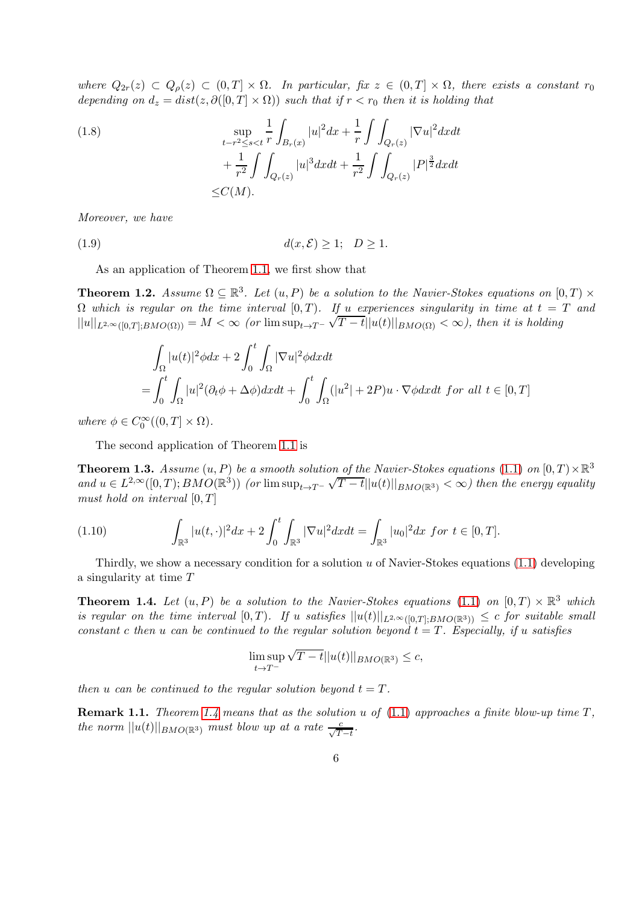*where $Q_{2r}(z) \subset Q_\rho(z) \subset (0,T] \times \Omega$. In particular, fix $z \in (0,T] \times \Omega$, there exists a constant $r_0$ depending on $d_z = dist(z, \partial([0,T] \times \Omega))$ such that if $r < r_0$ then it is holding that*

$$
\begin{aligned}
(1.8) \qquad &\sup_{t-r^2 \le s < t} \frac{1}{r} \int_{B_r(x)} |u|^2 dx + \frac{1}{r} \int\int_{Q_r(z)} |\nabla u|^2 dx dt \\
&+ \frac{1}{r^2} \int\int_{Q_r(z)} |u|^3 dx dt + \frac{1}{r^2} \int\int_{Q_r(z)} |P|^{\frac{3}{2}} dx dt \\
\le & C(M).
\end{aligned}
$$

*Moreover, we have*

$$
d(x, \mathcal{E}) \ge 1; \quad D \ge 1. \tag{1.9}
$$

As an application of Theorem 1.1, we first show that

**Theorem 1.2.** *Assume $\Omega \subseteq \mathbb{R}^3$. Let $(u,P)$ be a solution to the Navier-Stokes equations on $[0,T) \times \Omega$ which is regular on the time interval $[0,T)$. If $u$ experiences singularity in time at $t = T$ and $||u||_{L^{2,\infty}([0,T];BMO(\Omega))} = M < \infty$ (or $\limsup_{t \to T^-} \sqrt{T-t}||u(t)||_{BMO(\Omega)} < \infty$), then it is holding*

$$
\begin{aligned}
&\int_\Omega |u(t)|^2 \phi dx + 2\int_0^t \int_\Omega |\nabla u|^2 \phi dx dt \\
= &\int_0^t \int_\Omega |u|^2 (\partial_t \phi + \Delta \phi) dx dt + \int_0^t \int_\Omega (|u^2| + 2P) u \cdot \nabla \phi dx dt \ \text{for all } t \in [0,T]
\end{aligned}
$$

*where $\phi \in C_0^\infty((0,T] \times \Omega)$.*

The second application of Theorem 1.1 is

**Theorem 1.3.** *Assume $(u,P)$ be a smooth solution of the Navier-Stokes equations (1.1) on $[0,T) \times \mathbb{R}^3$ and $u \in L^{2,\infty}([0,T); BMO(\mathbb{R}^3))$ (or $\limsup_{t \to T^-} \sqrt{T-t}||u(t)||_{BMO(\mathbb{R}^3)} < \infty$) then the energy equality must hold on interval $[0,T]$*

$$
\int_{\mathbb{R}^3} |u(t,\cdot)|^2 dx + 2\int_0^t \int_{\mathbb{R}^3} |\nabla u|^2 dx dt = \int_{\mathbb{R}^3} |u_0|^2 dx \ \text{for } t \in [0,T]. \tag{1.10}
$$

Thirdly, we show a necessary condition for a solution $u$ of Navier-Stokes equations (1.1) developing a singularity at time $T$

**Theorem 1.4.** *Let $(u,P)$ be a solution to the Navier-Stokes equations (1.1) on $[0,T) \times \mathbb{R}^3$ which is regular on the time interval $[0,T)$. If $u$ satisfies $||u(t)||_{L^{2,\infty}([0,T];BMO(\mathbb{R}^3))} \le c$ for suitable small constant $c$ then $u$ can be continued to the regular solution beyond $t = T$. Especially, if $u$ satisfies*

$$
\limsup_{t \to T^-} \sqrt{T-t}||u(t)||_{BMO(\mathbb{R}^3)} \le c,
$$

*then $u$ can be continued to the regular solution beyond $t = T$.*

**Remark 1.1.** *Theorem 1.4 means that as the solution $u$ of (1.1) approaches a finite blow-up time $T$, the norm $||u(t)||_{BMO(\mathbb{R}^3)}$ must blow up at a rate $\frac{c}{\sqrt{T-t}}$.*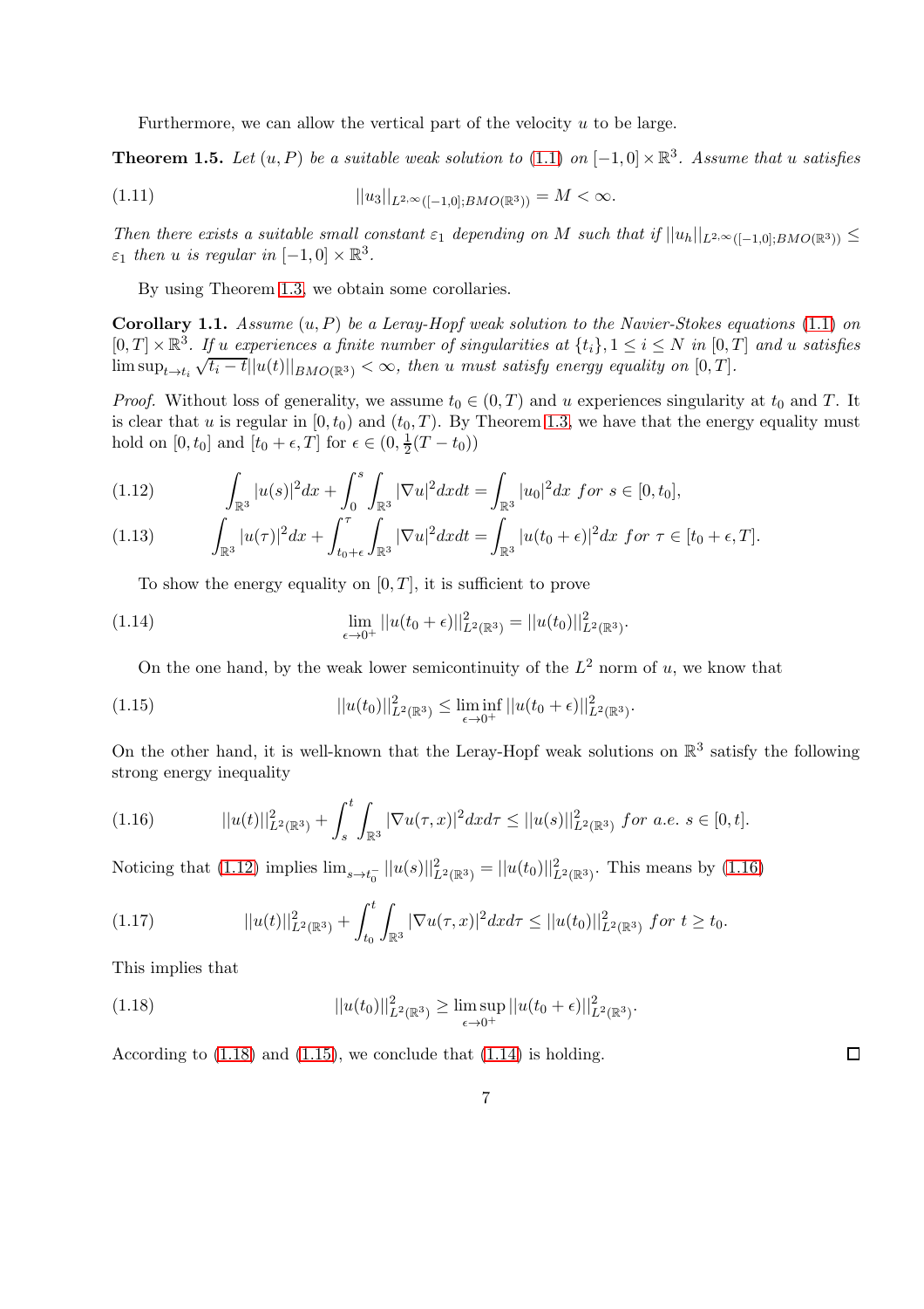Furthermore, we can allow the vertical part of the velocity $u$ to be large.

**Theorem 1.5.** *Let $(u, P)$ be a suitable weak solution to (1.1) on $[-1, 0] \times \mathbb{R}^3$. Assume that $u$ satisfies*

$$||u_3||_{L^{2,\infty}([-1,0];BMO(\mathbb{R}^3))} = M < \infty. \tag{1.11}$$

*Then there exists a suitable small constant $\varepsilon_1$ depending on $M$ such that if $||u_h||_{L^{2,\infty}([-1,0];BMO(\mathbb{R}^3))} \leq \varepsilon_1$ then $u$ is regular in $[-1, 0] \times \mathbb{R}^3$.*

By using Theorem 1.3, we obtain some corollaries.

**Corollary 1.1.** *Assume $(u, P)$ be a Leray-Hopf weak solution to the Navier-Stokes equations (1.1) on $[0, T] \times \mathbb{R}^3$. If $u$ experiences a finite number of singularities at $\{t_i\}, 1 \leq i \leq N$ in $[0, T]$ and $u$ satisfies $\limsup_{t \to t_i} \sqrt{t_i - t}||u(t)||_{BMO(\mathbb{R}^3)} < \infty$, then $u$ must satisfy energy equality on $[0, T]$.*

*Proof.* Without loss of generality, we assume $t_0 \in (0, T)$ and $u$ experiences singularity at $t_0$ and $T$. It is clear that $u$ is regular in $[0, t_0)$ and $(t_0, T)$. By Theorem 1.3, we have that the energy equality must hold on $[0, t_0]$ and $[t_0 + \epsilon, T]$ for $\epsilon \in (0, \frac{1}{2}(T - t_0))$

$$\int_{\mathbb{R}^3} |u(s)|^2 dx + \int_0^s \int_{\mathbb{R}^3} |\nabla u|^2 dx dt = \int_{\mathbb{R}^3} |u_0|^2 dx \ for \ s \in [0, t_0], \tag{1.12}$$

$$\int_{\mathbb{R}^3} |u(\tau)|^2 dx + \int_{t_0+\epsilon}^\tau \int_{\mathbb{R}^3} |\nabla u|^2 dx dt = \int_{\mathbb{R}^3} |u(t_0 + \epsilon)|^2 dx \ for \ \tau \in [t_0 + \epsilon, T]. \tag{1.13}$$

To show the energy equality on $[0, T]$, it is sufficient to prove

$$\lim_{\epsilon \to 0^+} ||u(t_0 + \epsilon)||^2_{L^2(\mathbb{R}^3)} = ||u(t_0)||^2_{L^2(\mathbb{R}^3)}. \tag{1.14}$$

On the one hand, by the weak lower semicontinuity of the $L^2$ norm of $u$, we know that

$$||u(t_0)||^2_{L^2(\mathbb{R}^3)} \leq \liminf_{\epsilon \to 0^+} ||u(t_0 + \epsilon)||^2_{L^2(\mathbb{R}^3)}. \tag{1.15}$$

On the other hand, it is well-known that the Leray-Hopf weak solutions on $\mathbb{R}^3$ satisfy the following strong energy inequality

$$||u(t)||^2_{L^2(\mathbb{R}^3)} + \int_s^t \int_{\mathbb{R}^3} |\nabla u(\tau, x)|^2 dx d\tau \leq ||u(s)||^2_{L^2(\mathbb{R}^3)} \ for \ a.e. \ s \in [0, t]. \tag{1.16}$$

Noticing that (1.12) implies $\lim_{s \to t_0^-} ||u(s)||^2_{L^2(\mathbb{R}^3)} = ||u(t_0)||^2_{L^2(\mathbb{R}^3)}$. This means by (1.16)

$$||u(t)||^2_{L^2(\mathbb{R}^3)} + \int_{t_0}^t \int_{\mathbb{R}^3} |\nabla u(\tau, x)|^2 dx d\tau \leq ||u(t_0)||^2_{L^2(\mathbb{R}^3)} \ for \ t \geq t_0. \tag{1.17}$$

This implies that

$$||u(t_0)||^2_{L^2(\mathbb{R}^3)} \geq \limsup_{\epsilon \to 0^+} ||u(t_0 + \epsilon)||^2_{L^2(\mathbb{R}^3)}. \tag{1.18}$$

According to (1.18) and (1.15), we conclude that (1.14) is holding. $\square$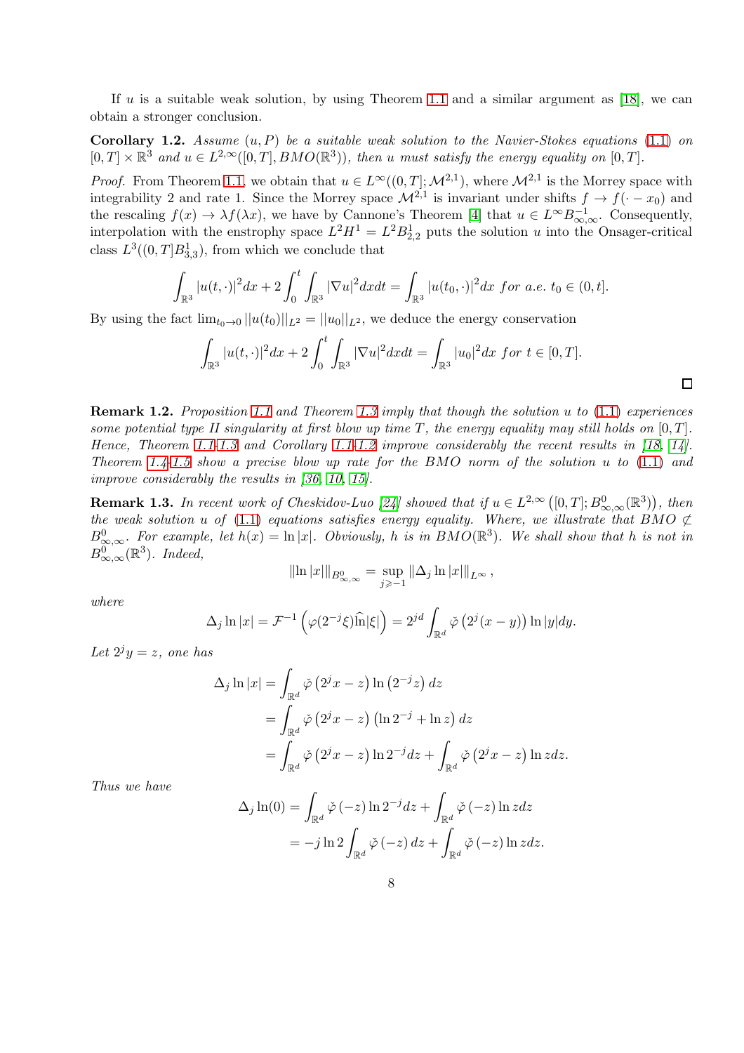If $u$ is a suitable weak solution, by using Theorem 1.1 and a similar argument as [18], we can obtain a stronger conclusion.

**Corollary 1.2.** *Assume $(u, P)$ be a suitable weak solution to the Navier-Stokes equations (1.1) on $[0,T] \times \mathbb{R}^3$ and $u \in L^{2,\infty}([0,T], BMO(\mathbb{R}^3))$, then $u$ must satisfy the energy equality on $[0,T]$.*

*Proof.* From Theorem 1.1, we obtain that $u \in L^\infty((0,T]; \mathcal{M}^{2,1})$, where $\mathcal{M}^{2,1}$ is the Morrey space with integrability 2 and rate 1. Since the Morrey space $\mathcal{M}^{2,1}$ is invariant under shifts $f \to f(\cdot - x_0)$ and the rescaling $f(x) \to \lambda f(\lambda x)$, we have by Cannone's Theorem [4] that $u \in L^\infty B^{-1}_{\infty,\infty}$. Consequently, interpolation with the enstrophy space $L^2 H^1 = L^2 B^1_{2,2}$ puts the solution $u$ into the Onsager-critical class $L^3((0,T]B^{\frac{1}{3}}_{3,3})$, from which we conclude that

$$\int_{\mathbb{R}^3} |u(t,\cdot)|^2 dx + 2\int_0^t \int_{\mathbb{R}^3} |\nabla u|^2 dx dt = \int_{\mathbb{R}^3} |u(t_0,\cdot)|^2 dx \ \textit{for a.e. } t_0 \in (0,t].$$

By using the fact $\lim_{t_0 \to 0} ||u(t_0)||_{L^2} = ||u_0||_{L^2}$, we deduce the energy conservation

$$\int_{\mathbb{R}^3} |u(t,\cdot)|^2 dx + 2\int_0^t \int_{\mathbb{R}^3} |\nabla u|^2 dx dt = \int_{\mathbb{R}^3} |u_0|^2 dx \ \textit{for } t \in [0,T].$$

□

**Remark 1.2.** *Proposition 1.1 and Theorem 1.3 imply that though the solution $u$ to (1.1) experiences some potential type II singularity at first blow up time $T$, the energy equality may still holds on $[0,T]$. Hence, Theorem 1.1-1.3 and Corollary 1.1-1.2 improve considerably the recent results in [18, 14]. Theorem 1.4-1.5 show a precise blow up rate for the BMO norm of the solution $u$ to (1.1) and improve considerably the results in [36, 10, 15].*

**Remark 1.3.** *In recent work of Cheskidov-Luo [24] showed that if $u \in L^{2,\infty}\left([0,T]; B^0_{\infty,\infty}(\mathbb{R}^3)\right)$, then the weak solution $u$ of (1.1) equations satisfies energy equality. Where, we illustrate that $BMO \not\subset B^0_{\infty,\infty}$. For example, let $h(x) = \ln|x|$. Obviously, $h$ is in $BMO(\mathbb{R}^3)$. We shall show that $h$ is not in $B^0_{\infty,\infty}(\mathbb{R}^3)$. Indeed,*

$$\|\ln|x|\|_{B^0_{\infty,\infty}} = \sup_{j \geqslant -1} \|\Delta_j \ln|x|\|_{L^\infty},$$

*where*

$$\Delta_j \ln|x| = \mathcal{F}^{-1}\left(\varphi(2^{-j}\xi)\widehat{\ln|\xi|}\right) = 2^{jd}\int_{\mathbb{R}^d} \check{\varphi}\left(2^j(x-y)\right)\ln|y|dy.$$

*Let $2^j y = z$, one has*

$$\begin{aligned}
\Delta_j \ln|x| &= \int_{\mathbb{R}^d} \check{\varphi}\left(2^j x - z\right)\ln\left(2^{-j}z\right)dz \\
&= \int_{\mathbb{R}^d} \check{\varphi}\left(2^j x - z\right)\left(\ln 2^{-j} + \ln z\right)dz \\
&= \int_{\mathbb{R}^d} \check{\varphi}\left(2^j x - z\right)\ln 2^{-j} dz + \int_{\mathbb{R}^d} \check{\varphi}\left(2^j x - z\right)\ln z dz.
\end{aligned}$$

*Thus we have*

$$\begin{aligned}
\Delta_j \ln(0) &= \int_{\mathbb{R}^d} \check{\varphi}(-z)\ln 2^{-j} dz + \int_{\mathbb{R}^d} \check{\varphi}(-z)\ln z dz \\
&= -j\ln 2\int_{\mathbb{R}^d} \check{\varphi}(-z)\,dz + \int_{\mathbb{R}^d} \check{\varphi}(-z)\ln z dz.
\end{aligned}$$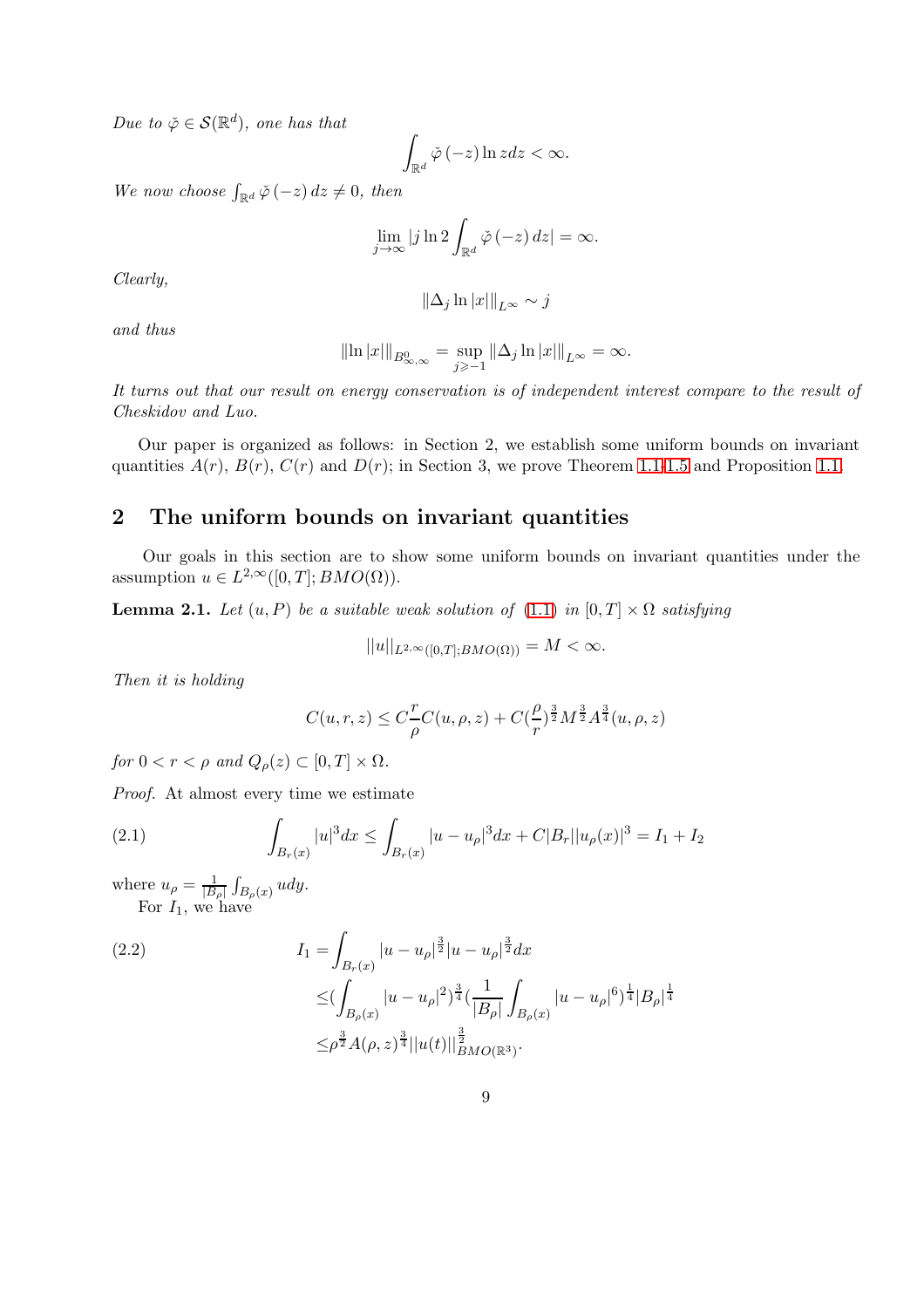*Due to $\check{\varphi} \in \mathcal{S}(\mathbb{R}^d)$, one has that*

$$\int_{\mathbb{R}^d} \check{\varphi}(-z) \ln z dz < \infty.$$

*We now choose $\int_{\mathbb{R}^d} \check{\varphi}(-z)\, dz \neq 0$, then*

$$\lim_{j\to\infty} |j \ln 2 \int_{\mathbb{R}^d} \check{\varphi}(-z)\, dz| = \infty.$$

*Clearly,*

$$\|\Delta_j \ln|x|\|_{L^\infty} \sim j$$

*and thus*

$$\|\ln|x|\|_{B^0_{\infty,\infty}} = \sup_{j\geqslant -1} \|\Delta_j \ln|x|\|_{L^\infty} = \infty.$$

*It turns out that our result on energy conservation is of independent interest compare to the result of Cheskidov and Luo.*

Our paper is organized as follows: in Section 2, we establish some uniform bounds on invariant quantities $A(r)$, $B(r)$, $C(r)$ and $D(r)$; in Section 3, we prove Theorem 1.1-1.5 and Proposition 1.1.

## 2 The uniform bounds on invariant quantities

Our goals in this section are to show some uniform bounds on invariant quantities under the assumption $u \in L^{2,\infty}([0,T]; BMO(\Omega))$.

**Lemma 2.1.** *Let $(u, P)$ be a suitable weak solution of (1.1) in $[0,T] \times \Omega$ satisfying*

$$||u||_{L^{2,\infty}([0,T];BMO(\Omega))} = M < \infty.$$

*Then it is holding*

$$C(u,r,z) \leq C\frac{r}{\rho}C(u,\rho,z) + C(\frac{\rho}{r})^{\frac{3}{2}} M^{\frac{3}{2}} A^{\frac{3}{4}}(u,\rho,z)$$

*for $0 < r < \rho$ and $Q_\rho(z) \subset [0,T] \times \Omega$.*

*Proof.* At almost every time we estimate

$$\int_{B_r(x)} |u|^3 dx \leq \int_{B_r(x)} |u - u_\rho|^3 dx + C|B_r||u_\rho(x)|^3 = I_1 + I_2 \tag{2.1}$$

where $u_\rho = \frac{1}{|B_\rho|}\int_{B_\rho(x)} u dy$.

For $I_1$, we have

$$\begin{aligned} I_1 =& \int_{B_r(x)} |u - u_\rho|^{\frac{3}{2}} |u - u_\rho|^{\frac{3}{2}} dx \\ \leq& (\int_{B_\rho(x)} |u - u_\rho|^2)^{\frac{3}{4}} (\frac{1}{|B_\rho|}\int_{B_\rho(x)} |u - u_\rho|^6)^{\frac{1}{4}} |B_\rho|^{\frac{1}{4}} \\ \leq& \rho^{\frac{3}{2}} A(\rho, z)^{\frac{3}{4}} ||u(t)||^{\frac{3}{2}}_{BMO(\mathbb{R}^3)}. \end{aligned} \tag{2.2}$$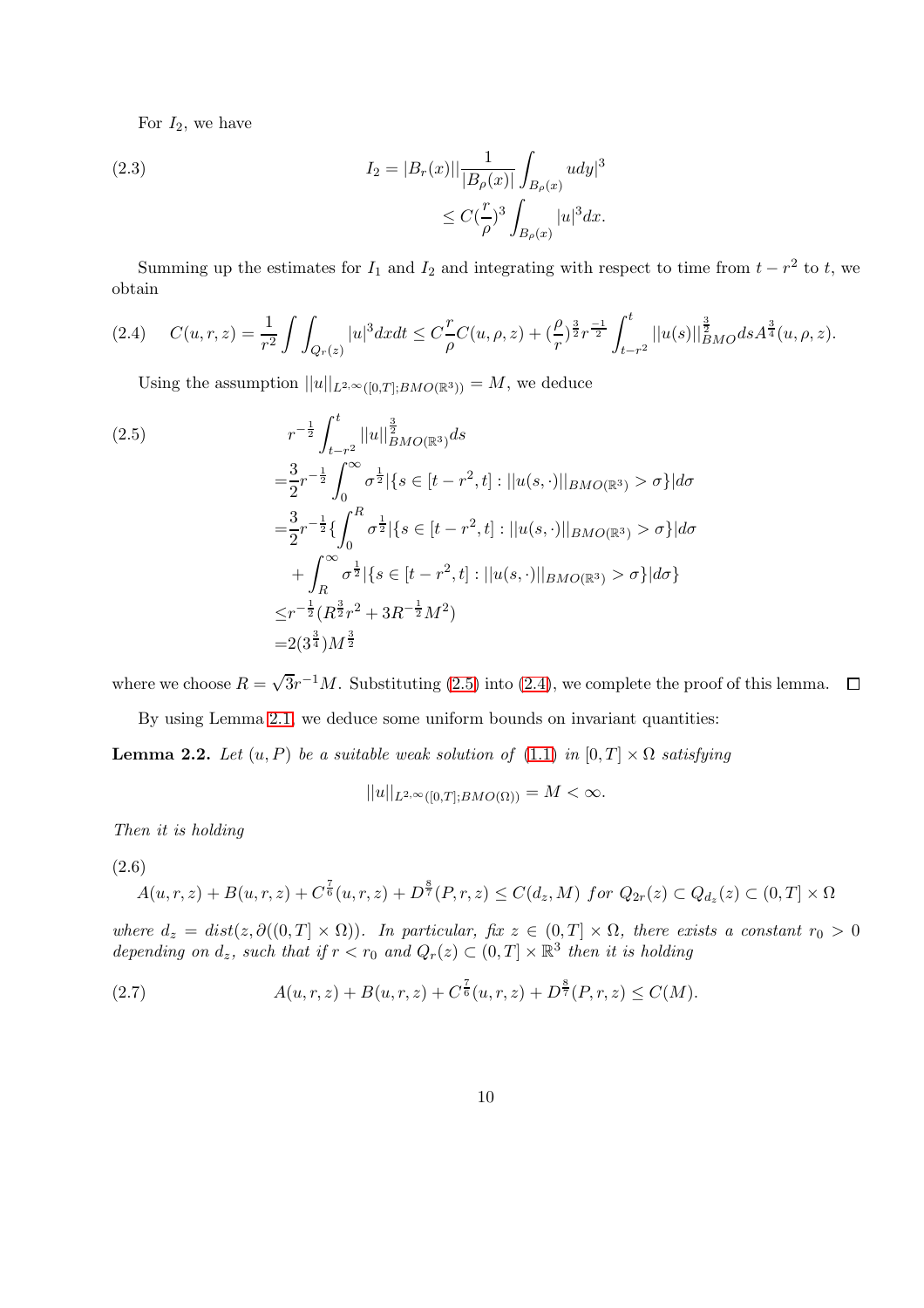For $I_2$, we have

$$
\begin{aligned}
I_2 = |B_r(x)||\frac{1}{|B_\rho(x)|}\int_{B_\rho(x)} udy|^3 \\
\leq C(\frac{r}{\rho})^3 \int_{B_\rho(x)} |u|^3 dx.
\end{aligned} \tag{2.3}
$$

Summing up the estimates for $I_1$ and $I_2$ and integrating with respect to time from $t-r^2$ to $t$, we obtain

$$
C(u,r,z) = \frac{1}{r^2}\int\int_{Q_r(z)} |u|^3 dxdt \leq C\frac{r}{\rho}C(u,\rho,z) + (\frac{\rho}{r})^{\frac{3}{2}} r^{\frac{-1}{2}} \int_{t-r^2}^{t} ||u(s)||_{BMO}^{\frac{3}{2}} ds A^{\frac{3}{4}}(u,\rho,z). \tag{2.4}
$$

Using the assumption $||u||_{L^{2,\infty}([0,T];BMO(\mathbb{R}^3))} = M$, we deduce

$$
\begin{aligned}
& r^{-\frac{1}{2}} \int_{t-r^2}^{t} ||u||_{BMO(\mathbb{R}^3)}^{\frac{3}{2}} ds \\
=& \frac{3}{2} r^{-\frac{1}{2}} \int_0^\infty \sigma^{\frac{1}{2}} |\{s \in [t-r^2,t] : ||u(s,\cdot)||_{BMO(\mathbb{R}^3)} > \sigma\}| d\sigma \\
=& \frac{3}{2} r^{-\frac{1}{2}} \{ \int_0^R \sigma^{\frac{1}{2}} |\{s \in [t-r^2,t] : ||u(s,\cdot)||_{BMO(\mathbb{R}^3)} > \sigma\}| d\sigma \\
& + \int_R^\infty \sigma^{\frac{1}{2}} |\{s \in [t-r^2,t] : ||u(s,\cdot)||_{BMO(\mathbb{R}^3)} > \sigma\}| d\sigma \} \\
\leq & r^{-\frac{1}{2}} (R^{\frac{3}{2}} r^2 + 3R^{-\frac{1}{2}} M^2) \\
=& 2(3^{\frac{3}{4}}) M^{\frac{3}{2}}
\end{aligned} \tag{2.5}
$$

where we choose $R = \sqrt{3} r^{-1} M$. Substituting (2.5) into (2.4), we complete the proof of this lemma. □

By using Lemma 2.1, we deduce some uniform bounds on invariant quantities:

**Lemma 2.2.** *Let $(u, P)$ be a suitable weak solution of (1.1) in $[0,T] \times \Omega$ satisfying*

$$
||u||_{L^{2,\infty}([0,T];BMO(\Omega))} = M < \infty.
$$

*Then it is holding*

$$
A(u,r,z) + B(u,r,z) + C^{\frac{7}{6}}(u,r,z) + D^{\frac{8}{7}}(P,r,z) \leq C(d_z, M) \ for\ Q_{2r}(z) \subset Q_{d_z}(z) \subset (0,T] \times \Omega \tag{2.6}
$$

*where $d_z = dist(z, \partial((0,T] \times \Omega))$. In particular, fix $z \in (0,T] \times \Omega$, there exists a constant $r_0 > 0$ depending on $d_z$, such that if $r < r_0$ and $Q_r(z) \subset (0,T] \times \mathbb{R}^3$ then it is holding*

$$
A(u,r,z) + B(u,r,z) + C^{\frac{7}{6}}(u,r,z) + D^{\frac{8}{7}}(P,r,z) \leq C(M). \tag{2.7}
$$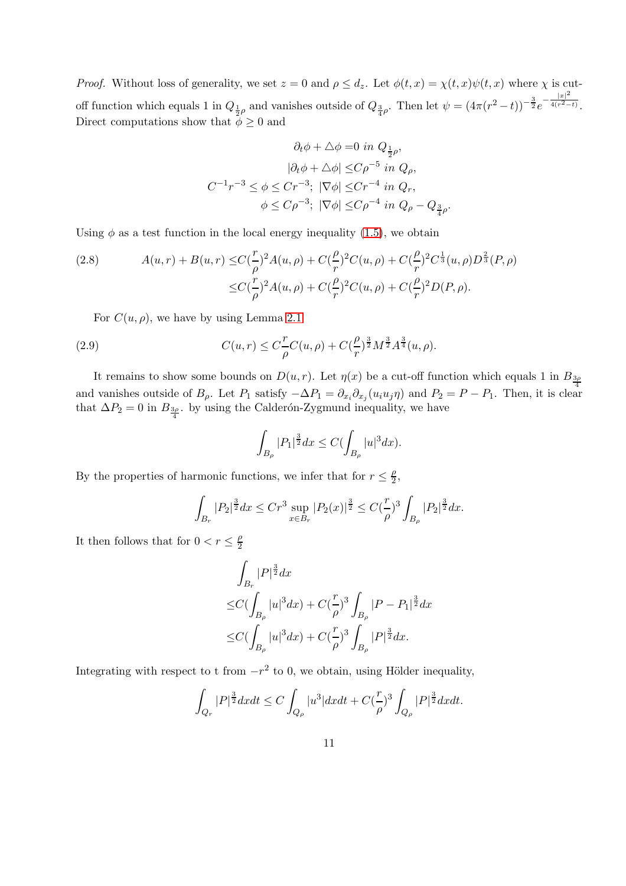*Proof.* Without loss of generality, we set $z = 0$ and $\rho \le d_z$. Let $\phi(t,x) = \chi(t,x)\psi(t,x)$ where $\chi$ is cut-off function which equals 1 in $Q_{\frac{1}{2}\rho}$ and vanishes outside of $Q_{\frac{3}{4}\rho}$. Then let $\psi = (4\pi(r^2-t))^{-\frac{3}{2}} e^{-\frac{|x|^2}{4(r^2-t)}}$. Direct computations show that $\phi \ge 0$ and

$$
\begin{aligned}
\partial_t \phi + \triangle \phi =& 0 \ in \ Q_{\frac{1}{2}\rho}, \\
|\partial_t \phi + \triangle \phi| \le& C\rho^{-5} \ in \ Q_\rho, \\
C^{-1} r^{-3} \le \phi \le C r^{-3};\ |\nabla \phi| \le& C r^{-4} \ in \ Q_r, \\
\phi \le C\rho^{-3};\ |\nabla \phi| \le& C\rho^{-4} \ in \ Q_\rho - Q_{\frac{3}{4}\rho}.
\end{aligned}
$$

Using $\phi$ as a test function in the local energy inequality (1.5), we obtain

$$
\begin{aligned}
A(u,r) + B(u,r) \le& C(\frac{r}{\rho})^2 A(u,\rho) + C(\frac{\rho}{r})^2 C(u,\rho) + C(\frac{\rho}{r})^2 C^{\frac{1}{3}}(u,\rho) D^{\frac{2}{3}}(P,\rho) \\
\le& C(\frac{r}{\rho})^2 A(u,\rho) + C(\frac{\rho}{r})^2 C(u,\rho) + C(\frac{\rho}{r})^2 D(P,\rho).
\end{aligned} \tag{2.8}
$$

For $C(u,\rho)$, we have by using Lemma 2.1

$$
C(u,r) \le C\frac{r}{\rho} C(u,\rho) + C(\frac{\rho}{r})^{\frac{3}{2}} M^{\frac{3}{2}} A^{\frac{3}{4}}(u,\rho). \tag{2.9}
$$

It remains to show some bounds on $D(u,r)$. Let $\eta(x)$ be a cut-off function which equals 1 in $B_{\frac{3\rho}{4}}$ and vanishes outside of $B_\rho$. Let $P_1$ satisfy $-\Delta P_1 = \partial_{x_i}\partial_{x_j}(u_i u_j \eta)$ and $P_2 = P - P_1$. Then, it is clear that $\Delta P_2 = 0$ in $B_{\frac{3\rho}{4}}$. by using the Calderón-Zygmund inequality, we have

$$
\int_{B_\rho} |P_1|^{\frac{3}{2}} dx \le C(\int_{B_\rho} |u|^3 dx).
$$

By the properties of harmonic functions, we infer that for $r \le \frac{\rho}{2}$,

$$
\int_{B_r} |P_2|^{\frac{3}{2}} dx \le C r^3 \sup_{x \in B_r} |P_2(x)|^{\frac{3}{2}} \le C(\frac{r}{\rho})^3 \int_{B_\rho} |P_2|^{\frac{3}{2}} dx.
$$

It then follows that for $0 < r \le \frac{\rho}{2}$

$$
\begin{aligned}
&\int_{B_r} |P|^{\frac{3}{2}} dx \\
\le& C(\int_{B_\rho} |u|^3 dx) + C(\frac{r}{\rho})^3 \int_{B_\rho} |P - P_1|^{\frac{3}{2}} dx \\
\le& C(\int_{B_\rho} |u|^3 dx) + C(\frac{r}{\rho})^3 \int_{B_\rho} |P|^{\frac{3}{2}} dx.
\end{aligned}
$$

Integrating with respect to t from $-r^2$ to 0, we obtain, using Hölder inequality,

$$
\int_{Q_r} |P|^{\frac{3}{2}} dx dt \le C \int_{Q_\rho} |u^3| dx dt + C(\frac{r}{\rho})^3 \int_{Q_\rho} |P|^{\frac{3}{2}} dx dt.
$$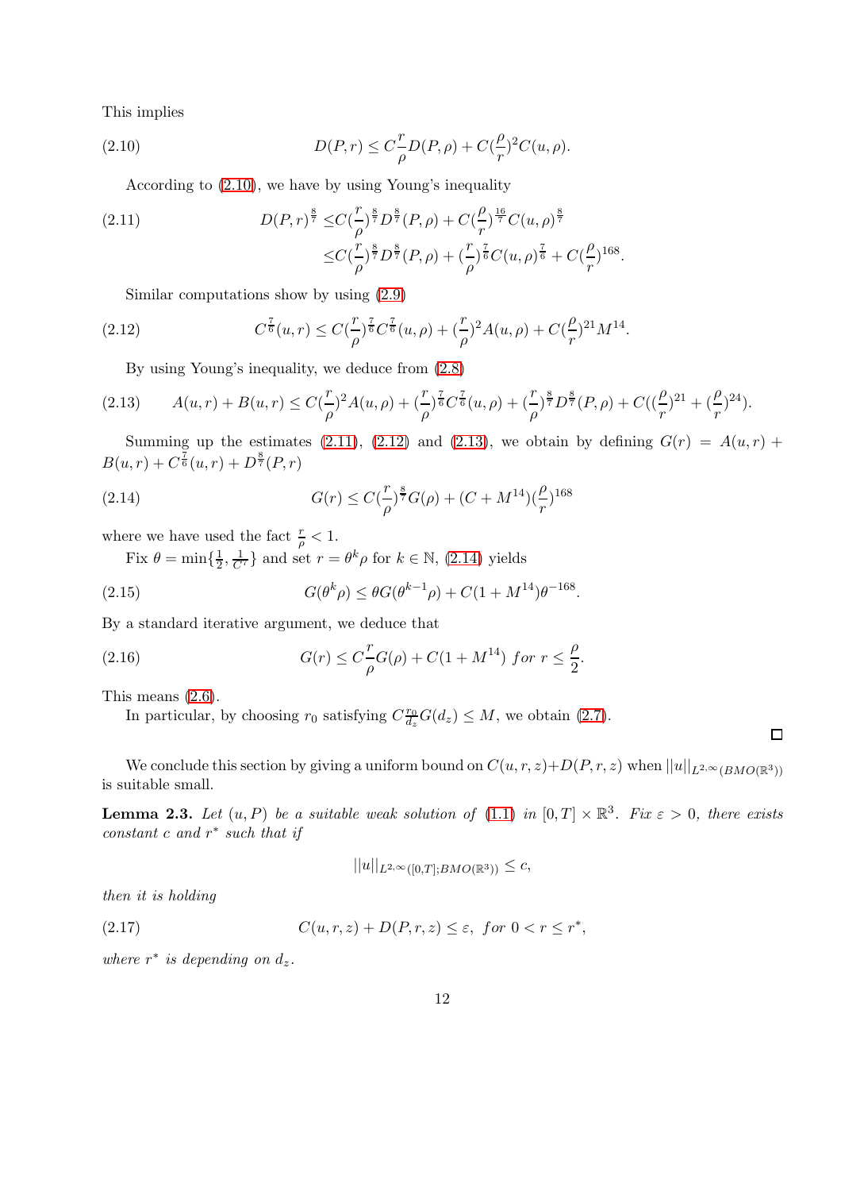This implies

$$D(P,r) \leq C\frac{r}{\rho}D(P,\rho) + C(\frac{\rho}{r})^2 C(u,\rho). \tag{2.10}$$

According to (2.10), we have by using Young's inequality

$$\begin{aligned} D(P,r)^{\frac{8}{7}} \leq & C(\frac{r}{\rho})^{\frac{8}{7}} D^{\frac{8}{7}}(P,\rho) + C(\frac{\rho}{r})^{\frac{16}{7}} C(u,\rho)^{\frac{8}{7}} \\ \leq & C(\frac{r}{\rho})^{\frac{8}{7}} D^{\frac{8}{7}}(P,\rho) + (\frac{r}{\rho})^{\frac{7}{6}} C(u,\rho)^{\frac{7}{6}} + C(\frac{\rho}{r})^{168}. \end{aligned} \tag{2.11}$$

Similar computations show by using (2.9)

$$C^{\frac{7}{6}}(u,r) \leq C(\frac{r}{\rho})^{\frac{7}{6}} C^{\frac{7}{6}}(u,\rho) + (\frac{r}{\rho})^2 A(u,\rho) + C(\frac{\rho}{r})^{21} M^{14}. \tag{2.12}$$

By using Young's inequality, we deduce from (2.8)

$$A(u,r) + B(u,r) \leq C(\frac{r}{\rho})^2 A(u,\rho) + (\frac{r}{\rho})^{\frac{7}{6}} C^{\frac{7}{6}}(u,\rho) + (\frac{r}{\rho})^{\frac{8}{7}} D^{\frac{8}{7}}(P,\rho) + C((\frac{\rho}{r})^{21} + (\frac{\rho}{r})^{24}). \tag{2.13}$$

Summing up the estimates (2.11), (2.12) and (2.13), we obtain by defining $G(r) = A(u,r) + B(u,r) + C^{\frac{7}{6}}(u,r) + D^{\frac{8}{7}}(P,r)$

$$G(r) \leq C(\frac{r}{\rho})^{\frac{8}{7}} G(\rho) + (C + M^{14})(\frac{\rho}{r})^{168} \tag{2.14}$$

where we have used the fact $\frac{r}{\rho} < 1$.

Fix $\theta = \min\{\frac{1}{2}, \frac{1}{C^7}\}$ and set $r = \theta^k \rho$ for $k \in \mathbb{N}$, (2.14) yields

$$G(\theta^k \rho) \leq \theta G(\theta^{k-1}\rho) + C(1 + M^{14})\theta^{-168}. \tag{2.15}$$

By a standard iterative argument, we deduce that

$$G(r) \leq C\frac{r}{\rho} G(\rho) + C(1 + M^{14}) \ for \ r \leq \frac{\rho}{2}. \tag{2.16}$$

This means (2.6).

In particular, by choosing $r_0$ satisfying $C\frac{r_0}{d_z} G(d_z) \leq M$, we obtain (2.7). □

We conclude this section by giving a uniform bound on $C(u,r,z) + D(P,r,z)$ when $||u||_{L^{2,\infty}(BMO(\mathbb{R}^3))}$ is suitable small.

**Lemma 2.3.** *Let $(u,P)$ be a suitable weak solution of (1.1) in $[0,T] \times \mathbb{R}^3$. Fix $\varepsilon > 0$, there exists constant $c$ and $r^*$ such that if*

$$||u||_{L^{2,\infty}([0,T];BMO(\mathbb{R}^3))} \leq c,$$

*then it is holding*

$$C(u,r,z) + D(P,r,z) \leq \varepsilon, \ for \ 0 < r \leq r^*, \tag{2.17}$$

*where $r^*$ is depending on $d_z$.*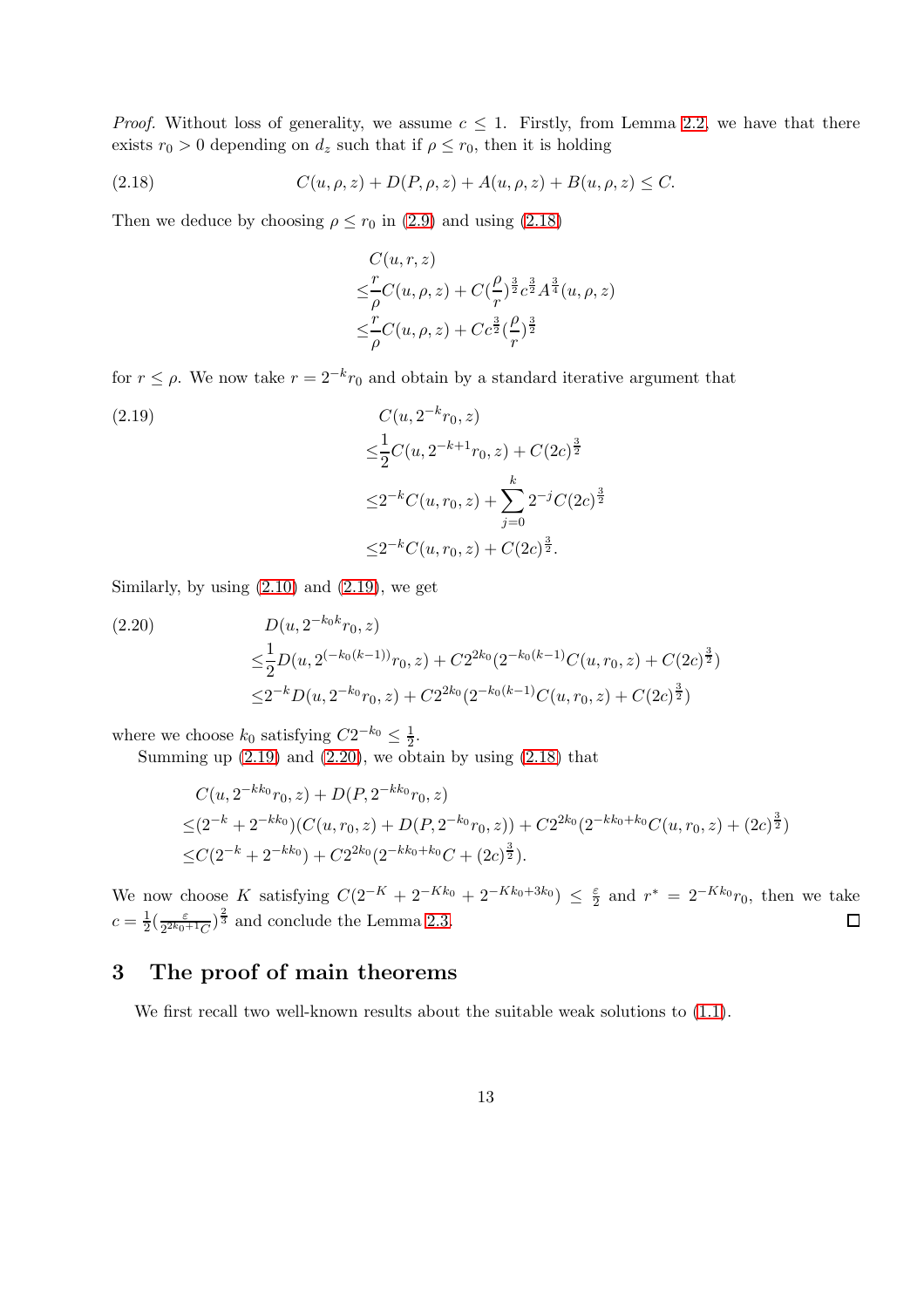*Proof.* Without loss of generality, we assume $c \leq 1$. Firstly, from Lemma 2.2, we have that there exists $r_0 > 0$ depending on $d_z$ such that if $\rho \leq r_0$, then it is holding

$$C(u,\rho,z) + D(P,\rho,z) + A(u,\rho,z) + B(u,\rho,z) \leq C. \tag{2.18}$$

Then we deduce by choosing $\rho \leq r_0$ in (2.9) and using (2.18)

$$\begin{aligned}
&C(u,r,z)\\
\leq&\frac{r}{\rho}C(u,\rho,z) + C(\frac{\rho}{r})^{\frac{3}{2}}c^{\frac{3}{2}}A^{\frac{3}{4}}(u,\rho,z)\\
\leq&\frac{r}{\rho}C(u,\rho,z) + Cc^{\frac{3}{2}}(\frac{\rho}{r})^{\frac{3}{2}}
\end{aligned}$$

for $r \leq \rho$. We now take $r = 2^{-k}r_0$ and obtain by a standard iterative argument that

$$\begin{aligned}
&C(u,2^{-k}r_0,z)\\
\leq&\frac{1}{2}C(u,2^{-k+1}r_0,z) + C(2c)^{\frac{3}{2}}\\
\leq&2^{-k}C(u,r_0,z) + \sum_{j=0}^{k}2^{-j}C(2c)^{\frac{3}{2}}\\
\leq&2^{-k}C(u,r_0,z) + C(2c)^{\frac{3}{2}}.
\end{aligned} \tag{2.19}$$

Similarly, by using (2.10) and (2.19), we get

$$\begin{aligned}
&D(u,2^{-k_0k}r_0,z)\\
\leq&\frac{1}{2}D(u,2^{(-k_0(k-1))}r_0,z) + C2^{2k_0}(2^{-k_0(k-1)}C(u,r_0,z) + C(2c)^{\frac{3}{2}})\\
\leq&2^{-k}D(u,2^{-k_0}r_0,z) + C2^{2k_0}(2^{-k_0(k-1)}C(u,r_0,z) + C(2c)^{\frac{3}{2}})
\end{aligned} \tag{2.20}$$

where we choose $k_0$ satisfying $C2^{-k_0} \leq \frac{1}{2}$.

Summing up (2.19) and (2.20), we obtain by using (2.18) that

$$\begin{aligned}
&C(u,2^{-kk_0}r_0,z) + D(P,2^{-kk_0}r_0,z)\\
\leq&(2^{-k} + 2^{-kk_0})(C(u,r_0,z) + D(P,2^{-k_0}r_0,z)) + C2^{2k_0}(2^{-kk_0+k_0}C(u,r_0,z) + (2c)^{\frac{3}{2}})\\
\leq&C(2^{-k} + 2^{-kk_0}) + C2^{2k_0}(2^{-kk_0+k_0}C + (2c)^{\frac{3}{2}}).
\end{aligned}$$

We now choose $K$ satisfying $C(2^{-K} + 2^{-Kk_0} + 2^{-Kk_0+3k_0}) \leq \frac{\varepsilon}{2}$ and $r^* = 2^{-Kk_0}r_0$, then we take $c = \frac{1}{2}(\frac{\varepsilon}{2^{2k_0+1}C})^{\frac{2}{3}}$ and conclude the Lemma 2.3. ◻

# 3 The proof of main theorems

We first recall two well-known results about the suitable weak solutions to (1.1).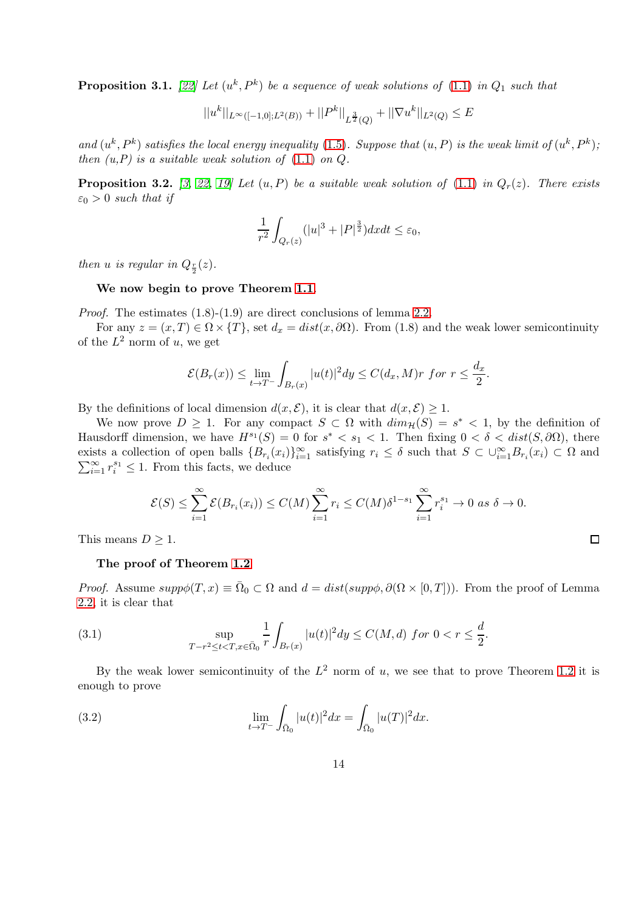**Proposition 3.1.** [22] *Let $(u^k, P^k)$ be a sequence of weak solutions of* (1.1) *in $Q_1$ such that*

$$||u^k||_{L^\infty([-1,0];L^2(B))} + ||P^k||_{L^{\frac{3}{2}}(Q)} + ||\nabla u^k||_{L^2(Q)} \le E$$

*and $(u^k, P^k)$ satisfies the local energy inequality* (1.5)*. Suppose that $(u, P)$ is the weak limit of $(u^k, P^k)$; then $(u,P)$ is a suitable weak solution of* (1.1) *on $Q$.*

**Proposition 3.2.** [3, 22, 19] *Let $(u, P)$ be a suitable weak solution of* (1.1) *in $Q_r(z)$. There exists $\varepsilon_0 > 0$ such that if*

$$\frac{1}{r^2}\int_{Q_r(z)} (|u|^3 + |P|^{\frac{3}{2}})dxdt \le \varepsilon_0,$$

*then $u$ is regular in $Q_{\frac{r}{2}}(z)$.*

**We now begin to prove Theorem 1.1.**

*Proof.* The estimates (1.8)-(1.9) are direct conclusions of lemma 2.2.

For any $z = (x, T) \in \Omega \times \{T\}$, set $d_x = dist(x, \partial\Omega)$. From (1.8) and the weak lower semicontinuity of the $L^2$ norm of $u$, we get

$$\mathcal{E}(B_r(x)) \le \lim_{t\to T^-}\int_{B_r(x)} |u(t)|^2 dy \le C(d_x, M)r \ for \ r \le \frac{d_x}{2}.$$

By the definitions of local dimension $d(x, \mathcal{E})$, it is clear that $d(x, \mathcal{E}) \ge 1$.

We now prove $D \ge 1$. For any compact $S \subset \Omega$ with $dim_{\mathcal{H}}(S) = s^* < 1$, by the definition of Hausdorff dimension, we have $H^{s_1}(S) = 0$ for $s^* < s_1 < 1$. Then fixing $0 < \delta < dist(S, \partial\Omega)$, there exists a collection of open balls $\{B_{r_i}(x_i)\}_{i=1}^\infty$ satisfying $r_i \le \delta$ such that $S \subset \cup_{i=1}^\infty B_{r_i}(x_i) \subset \Omega$ and $\sum_{i=1}^\infty r_i^{s_1} \le 1$. From this facts, we deduce

$$\mathcal{E}(S) \le \sum_{i=1}^\infty \mathcal{E}(B_{r_i}(x_i)) \le C(M)\sum_{i=1}^\infty r_i \le C(M)\delta^{1-s_1}\sum_{i=1}^\infty r_i^{s_1} \to 0 \ as \ \delta \to 0.$$

This means $D \ge 1$. ∎

**The proof of Theorem 1.2**

*Proof.* Assume $supp\phi(T, x) \equiv \bar{\Omega}_0 \subset \Omega$ and $d = dist(supp\phi, \partial(\Omega \times [0, T]))$. From the proof of Lemma 2.2, it is clear that

$$\sup_{T-r^2\le t<T, x\in\bar{\Omega}_0} \frac{1}{r}\int_{B_r(x)} |u(t)|^2 dy \le C(M, d) \ for \ 0 < r \le \frac{d}{2}. \tag{3.1}$$

By the weak lower semicontinuity of the $L^2$ norm of $u$, we see that to prove Theorem 1.2 it is enough to prove

$$\lim_{t\to T^-}\int_{\bar{\Omega}_0} |u(t)|^2 dx = \int_{\bar{\Omega}_0} |u(T)|^2 dx. \tag{3.2}$$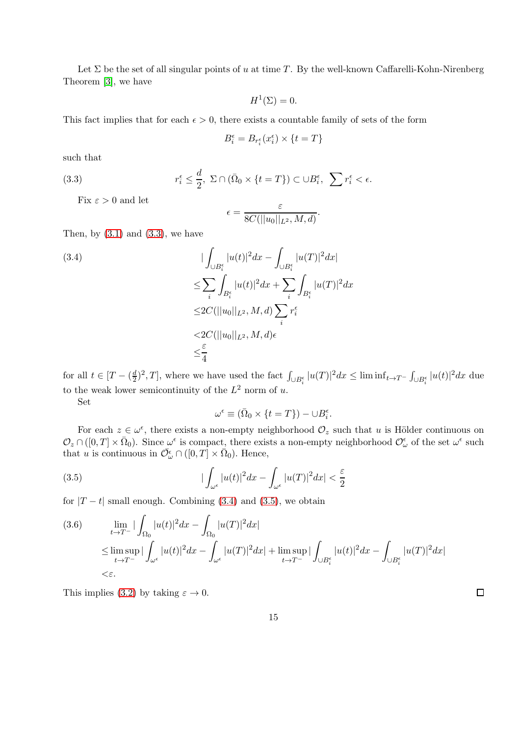Let $\Sigma$ be the set of all singular points of $u$ at time $T$. By the well-known Caffarelli-Kohn-Nirenberg Theorem [3], we have

$$H^1(\Sigma) = 0.$$

This fact implies that for each $\epsilon > 0$, there exists a countable family of sets of the form

$$B_i^\epsilon = B_{r_i^\epsilon}(x_i^\epsilon) \times \{t = T\}$$

such that

$$r_i^\epsilon \leq \frac{d}{2}, \ \Sigma \cap (\bar{\Omega}_0 \times \{t = T\}) \subset \cup B_i^\epsilon, \ \sum r_i^\epsilon < \epsilon. \tag{3.3}$$

Fix $\varepsilon > 0$ and let

$$\epsilon = \frac{\varepsilon}{8C(||u_0||_{L^2}, M, d)}.$$

Then, by (3.1) and (3.3), we have

$$\begin{aligned}
&|\int_{\cup B_i^\epsilon} |u(t)|^2 dx - \int_{\cup B_i^\epsilon} |u(T)|^2 dx| \\
\leq &\sum_i \int_{B_i^\epsilon} |u(t)|^2 dx + \sum_i \int_{B_i^\epsilon} |u(T)|^2 dx \\
\leq &2C(||u_0||_{L^2}, M, d) \sum_i r_i^\epsilon \\
< &2C(||u_0||_{L^2}, M, d)\epsilon \\
\leq &\frac{\varepsilon}{4}
\end{aligned} \tag{3.4}$$

for all $t \in [T - (\frac{d}{2})^2, T]$, where we have used the fact $\int_{\cup B_i^\epsilon} |u(T)|^2 dx \leq \liminf_{t \to T^-} \int_{\cup B_i^\epsilon} |u(t)|^2 dx$ due to the weak lower semicontinuity of the $L^2$ norm of $u$.

Set

$$\omega^\epsilon \equiv (\bar{\Omega}_0 \times \{t = T\}) - \cup B_i^\epsilon.$$

For each $z \in \omega^\epsilon$, there exists a non-empty neighborhood $\mathcal{O}_z$ such that $u$ is Hölder continuous on $\mathcal{O}_z \cap ([0, T] \times \bar{\Omega}_0)$. Since $\omega^\epsilon$ is compact, there exists a non-empty neighborhood $\mathcal{O}_\omega^\epsilon$ of the set $\omega^\epsilon$ such that $u$ is continuous in $\bar{\mathcal{O}}_\omega^\epsilon \cap ([0, T] \times \bar{\Omega}_0)$. Hence,

$$|\int_{\omega^\epsilon} |u(t)|^2 dx - \int_{\omega^\epsilon} |u(T)|^2 dx| < \frac{\varepsilon}{2} \tag{3.5}$$

for $|T - t|$ small enough. Combining (3.4) and (3.5), we obtain

$$\begin{aligned}
&\lim_{t \to T^-} |\int_{\Omega_0} |u(t)|^2 dx - \int_{\Omega_0} |u(T)|^2 dx| \\
\leq &\limsup_{t \to T^-} |\int_{\omega^\epsilon} |u(t)|^2 dx - \int_{\omega^\epsilon} |u(T)|^2 dx| + \limsup_{t \to T^-} |\int_{\cup B_i^\epsilon} |u(t)|^2 dx - \int_{\cup B_i^\epsilon} |u(T)|^2 dx| \\
< &\varepsilon.
\end{aligned} \tag{3.6}$$

This implies (3.2) by taking $\varepsilon \to 0$. ◻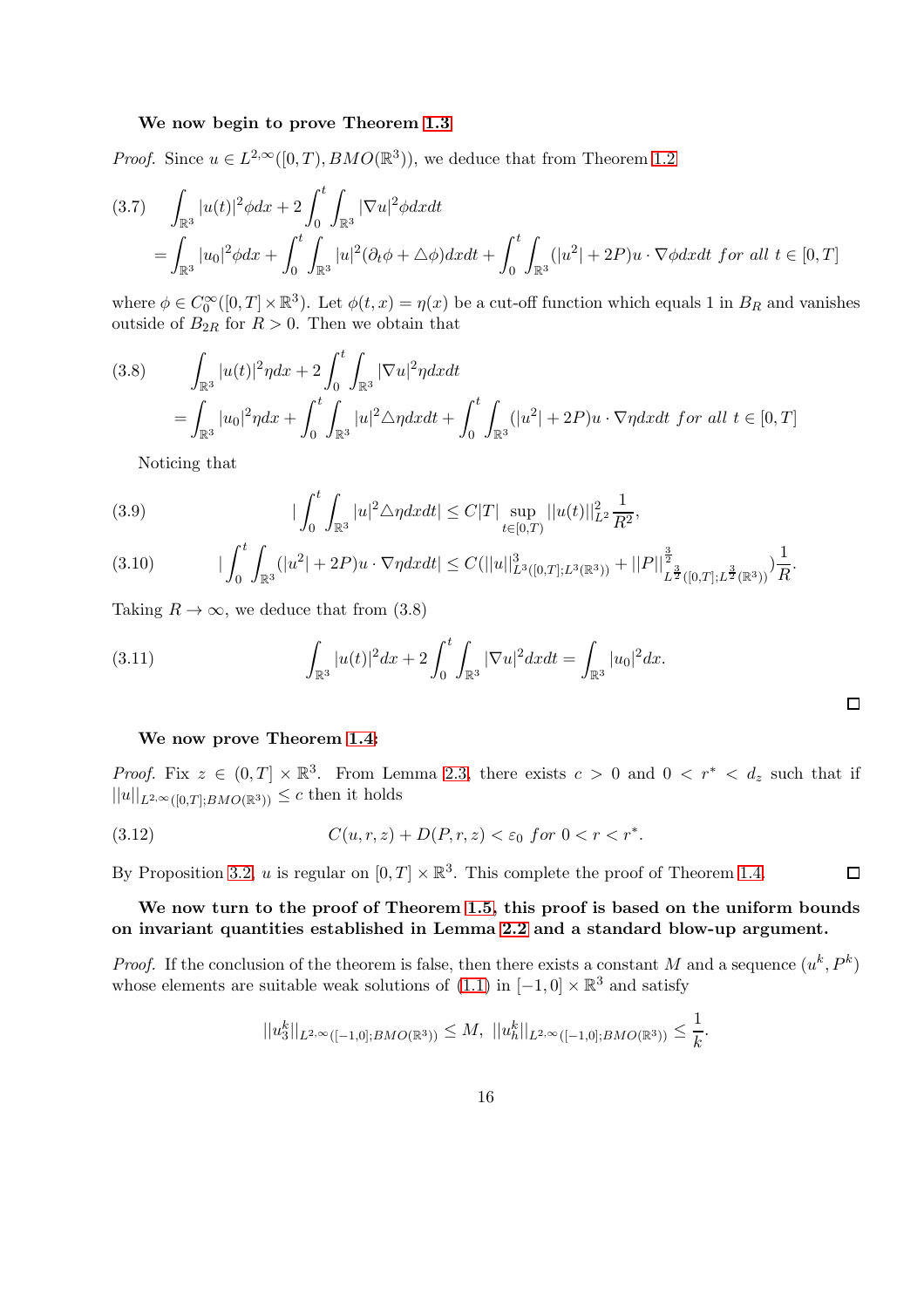**We now begin to prove Theorem 1.3**

*Proof.* Since $u \in L^{2,\infty}([0,T), BMO(\mathbb{R}^3))$, we deduce that from Theorem 1.2

$$
\begin{aligned}
(3.7)\quad & \int_{\mathbb{R}^3} |u(t)|^2 \phi dx + 2\int_0^t \int_{\mathbb{R}^3} |\nabla u|^2 \phi dx dt \\
&= \int_{\mathbb{R}^3} |u_0|^2 \phi dx + \int_0^t \int_{\mathbb{R}^3} |u|^2 (\partial_t \phi + \triangle \phi) dx dt + \int_0^t \int_{\mathbb{R}^3} (|u^2| + 2P) u \cdot \nabla \phi dx dt \ \textit{for all}\ t \in [0,T]
\end{aligned}
$$

where $\phi \in C_0^\infty([0,T] \times \mathbb{R}^3)$. Let $\phi(t,x) = \eta(x)$ be a cut-off function which equals 1 in $B_R$ and vanishes outside of $B_{2R}$ for $R > 0$. Then we obtain that

$$
\begin{aligned}
(3.8)\quad & \int_{\mathbb{R}^3} |u(t)|^2 \eta dx + 2\int_0^t \int_{\mathbb{R}^3} |\nabla u|^2 \eta dx dt \\
&= \int_{\mathbb{R}^3} |u_0|^2 \eta dx + \int_0^t \int_{\mathbb{R}^3} |u|^2 \triangle \eta dx dt + \int_0^t \int_{\mathbb{R}^3} (|u^2| + 2P) u \cdot \nabla \eta dx dt \ \textit{for all}\ t \in [0,T]
\end{aligned}
$$

Noticing that

$$
(3.9)\qquad |\int_0^t \int_{\mathbb{R}^3} |u|^2 \triangle \eta dx dt| \le C|T| \sup_{t\in[0,T)} ||u(t)||_{L^2}^2 \frac{1}{R^2},
$$

$$
(3.10)\qquad |\int_0^t \int_{\mathbb{R}^3} (|u^2| + 2P) u \cdot \nabla \eta dx dt| \le C(||u||^3_{L^3([0,T];L^3(\mathbb{R}^3))} + ||P||^{\frac{3}{2}}_{L^{\frac{3}{2}}([0,T];L^{\frac{3}{2}}(\mathbb{R}^3))})\frac{1}{R}.
$$

Taking $R \to \infty$, we deduce that from (3.8)

$$
(3.11)\qquad \int_{\mathbb{R}^3} |u(t)|^2 dx + 2\int_0^t \int_{\mathbb{R}^3} |\nabla u|^2 dx dt = \int_{\mathbb{R}^3} |u_0|^2 dx.
$$

□

**We now prove Theorem 1.4:**

*Proof.* Fix $z \in (0,T] \times \mathbb{R}^3$. From Lemma 2.3, there exists $c > 0$ and $0 < r^* < d_z$ such that if $||u||_{L^{2,\infty}([0,T];BMO(\mathbb{R}^3))} \le c$ then it holds

$$
(3.12)\qquad C(u,r,z) + D(P,r,z) < \varepsilon_0 \ \textit{for}\ 0 < r < r^*.
$$

By Proposition 3.2, $u$ is regular on $[0,T] \times \mathbb{R}^3$. This complete the proof of Theorem 1.4. □

**We now turn to the proof of Theorem 1.5, this proof is based on the uniform bounds on invariant quantities established in Lemma 2.2 and a standard blow-up argument.**

*Proof.* If the conclusion of the theorem is false, then there exists a constant $M$ and a sequence $(u^k, P^k)$ whose elements are suitable weak solutions of (1.1) in $[-1,0] \times \mathbb{R}^3$ and satisfy

$$
||u_3^k||_{L^{2,\infty}([-1,0];BMO(\mathbb{R}^3))} \le M,\ ||u_h^k||_{L^{2,\infty}([-1,0];BMO(\mathbb{R}^3))} \le \frac{1}{k}.
$$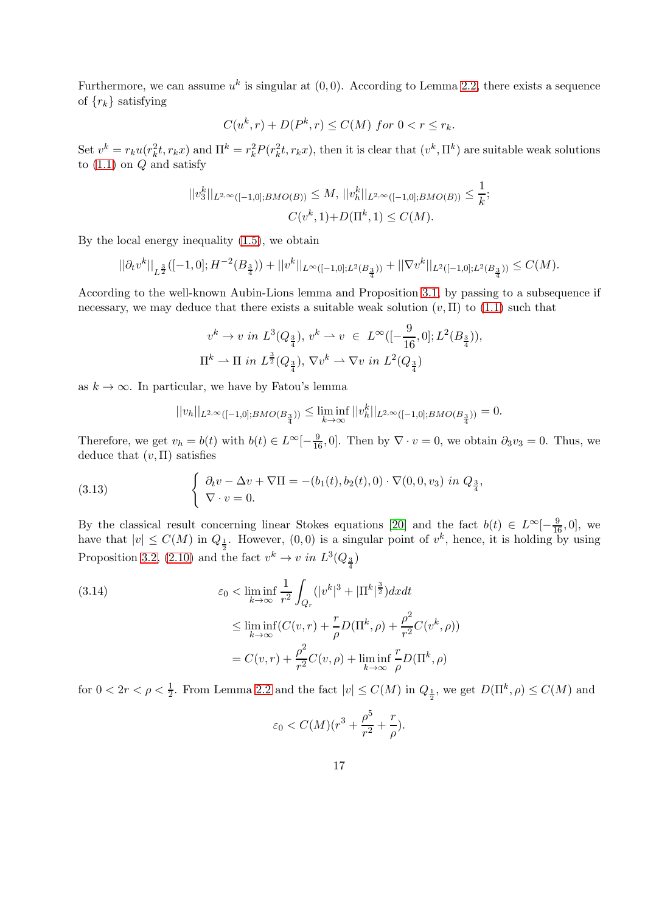Furthermore, we can assume $u^k$ is singular at $(0,0)$. According to Lemma 2.2, there exists a sequence of $\{r_k\}$ satisfying

$$C(u^k, r) + D(P^k, r) \le C(M) \ for \ 0 < r \le r_k.$$

Set $v^k = r_k u(r_k^2 t, r_k x)$ and $\Pi^k = r_k^2 P(r_k^2 t, r_k x)$, then it is clear that $(v^k, \Pi^k)$ are suitable weak solutions to (1.1) on $Q$ and satisfy

$$||v_3^k||_{L^{2,\infty}([-1,0];BMO(B))} \le M, \ ||v_h^k||_{L^{2,\infty}([-1,0];BMO(B))} \le \frac{1}{k};$$
$$C(v^k, 1) + D(\Pi^k, 1) \le C(M).$$

By the local energy inequality (1.5), we obtain

$$||\partial_t v^k||_{L^{\frac{3}{2}}([-1,0];H^{-2}(B_{\frac{3}{4}}))} + ||v^k||_{L^\infty([-1,0];L^2(B_{\frac{3}{4}}))} + ||\nabla v^k||_{L^2([-1,0];L^2(B_{\frac{3}{4}}))} \le C(M).$$

According to the well-known Aubin-Lions lemma and Proposition 3.1, by passing to a subsequence if necessary, we may deduce that there exists a suitable weak solution $(v, \Pi)$ to (1.1) such that

$$v^k \to v \ in \ L^3(Q_{\frac{3}{4}}), \ v^k \rightharpoonup v \ \in \ L^\infty([-\frac{9}{16}, 0]; L^2(B_{\frac{3}{4}})),$$
$$\Pi^k \rightharpoonup \Pi \ in \ L^{\frac{3}{2}}(Q_{\frac{3}{4}}), \ \nabla v^k \rightharpoonup \nabla v \ in \ L^2(Q_{\frac{3}{4}})$$

as $k \to \infty$. In particular, we have by Fatou's lemma

$$||v_h||_{L^{2,\infty}([-1,0];BMO(B_{\frac{3}{4}}))} \le \liminf_{k\to\infty} ||v_h^k||_{L^{2,\infty}([-1,0];BMO(B_{\frac{3}{4}}))} = 0.$$

Therefore, we get $v_h = b(t)$ with $b(t) \in L^\infty[-\frac{9}{16}, 0]$. Then by $\nabla \cdot v = 0$, we obtain $\partial_3 v_3 = 0$. Thus, we deduce that $(v, \Pi)$ satisfies

$$\left\{ \begin{array}{l} \partial_t v - \Delta v + \nabla \Pi = -(b_1(t), b_2(t), 0) \cdot \nabla(0, 0, v_3) \ in \ Q_{\frac{3}{4}}, \\ \nabla \cdot v = 0. \end{array} \right. \tag{3.13}$$

By the classical result concerning linear Stokes equations [20] and the fact $b(t) \in L^\infty[-\frac{9}{16}, 0]$, we have that $|v| \le C(M)$ in $Q_{\frac{1}{2}}$. However, $(0,0)$ is a singular point of $v^k$, hence, it is holding by using Proposition 3.2, (2.10) and the fact $v^k \to v \ in \ L^3(Q_{\frac{3}{4}})$

$$\begin{aligned} \varepsilon_0 &< \liminf_{k\to\infty} \frac{1}{r^2} \int_{Q_r} (|v^k|^3 + |\Pi^k|^{\frac{3}{2}}) dx dt \\ &\le \liminf_{k\to\infty} (C(v, r) + \frac{r}{\rho} D(\Pi^k, \rho) + \frac{\rho^2}{r^2} C(v^k, \rho)) \\ &= C(v, r) + \frac{\rho^2}{r^2} C(v, \rho) + \liminf_{k\to\infty} \frac{r}{\rho} D(\Pi^k, \rho) \end{aligned} \tag{3.14}$$

for $0 < 2r < \rho < \frac{1}{2}$. From Lemma 2.2 and the fact $|v| \le C(M)$ in $Q_{\frac{1}{2}}$, we get $D(\Pi^k, \rho) \le C(M)$ and

$$\varepsilon_0 < C(M)(r^3 + \frac{\rho^5}{r^2} + \frac{r}{\rho}).$$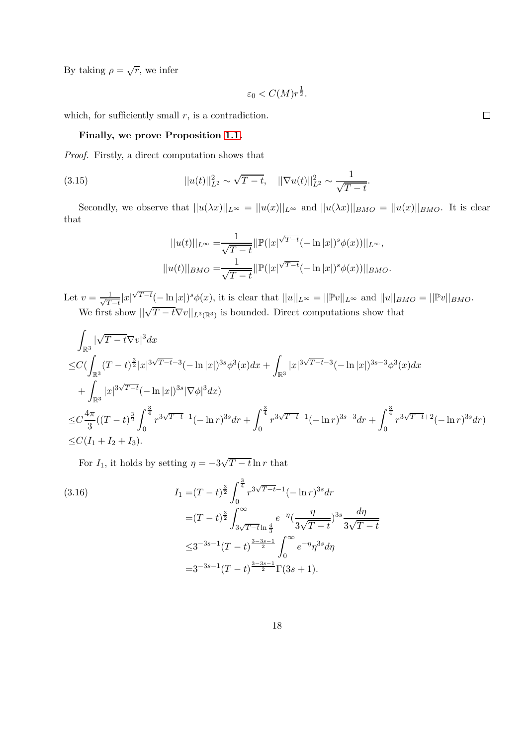By taking $\rho = \sqrt{r}$, we infer

$$\varepsilon_0 < C(M) r^{\frac{1}{2}}.$$

which, for sufficiently small $r$, is a contradiction. $\square$

**Finally, we prove Proposition 1.1.**

*Proof.* Firstly, a direct computation shows that

$$||u(t)||_{L^2}^2 \sim \sqrt{T-t}, \quad ||\nabla u(t)||_{L^2}^2 \sim \frac{1}{\sqrt{T-t}}. \tag{3.15}$$

Secondly, we observe that $||u(\lambda x)||_{L^\infty} = ||u(x)||_{L^\infty}$ and $||u(\lambda x)||_{BMO} = ||u(x)||_{BMO}$. It is clear that

$$\begin{aligned}
||u(t)||_{L^\infty} =& \frac{1}{\sqrt{T-t}} ||\mathbb{P}(|x|^{\sqrt{T-t}}(-\ln|x|)^s \phi(x))||_{L^\infty}, \\
||u(t)||_{BMO} =& \frac{1}{\sqrt{T-t}} ||\mathbb{P}(|x|^{\sqrt{T-t}}(-\ln|x|)^s \phi(x))||_{BMO}.
\end{aligned}$$

Let $v = \frac{1}{\sqrt{T-t}}|x|^{\sqrt{T-t}}(-\ln|x|)^s\phi(x)$, it is clear that $||u||_{L^\infty} = ||\mathbb{P}v||_{L^\infty}$ and $||u||_{BMO} = ||\mathbb{P}v||_{BMO}$.

We first show $||\sqrt{T-t}\nabla v||_{L^3(\mathbb{R}^3)}$ is bounded. Direct computations show that

$$\begin{aligned}
&\int_{\mathbb{R}^3} |\sqrt{T-t}\nabla v|^3 dx \\
\leq& C(\int_{\mathbb{R}^3} (T-t)^{\frac{3}{2}} |x|^{3\sqrt{T-t}-3}(-\ln|x|)^{3s}\phi^3(x)dx + \int_{\mathbb{R}^3} |x|^{3\sqrt{T-t}-3}(-\ln|x|)^{3s-3}\phi^3(x)dx \\
&+ \int_{\mathbb{R}^3} |x|^{3\sqrt{T-t}}(-\ln|x|)^{3s}|\nabla\phi|^3 dx) \\
\leq& C\frac{4\pi}{3}((T-t)^{\frac{3}{2}} \int_0^{\frac{3}{4}} r^{3\sqrt{T-t}-1}(-\ln r)^{3s}dr + \int_0^{\frac{3}{4}} r^{3\sqrt{T-t}-1}(-\ln r)^{3s-3}dr + \int_0^{\frac{3}{4}} r^{3\sqrt{T-t}+2}(-\ln r)^{3s}dr) \\
\leq& C(I_1 + I_2 + I_3).
\end{aligned}$$

For $I_1$, it holds by setting $\eta = -3\sqrt{T-t}\ln r$ that

$$\begin{aligned}
I_1 =& (T-t)^{\frac{3}{2}} \int_0^{\frac{3}{4}} r^{3\sqrt{T-t}-1}(-\ln r)^{3s}dr \\
=& (T-t)^{\frac{3}{2}} \int_{3\sqrt{T-t}\ln\frac{4}{3}}^{\infty} e^{-\eta}(\frac{\eta}{3\sqrt{T-t}})^{3s}\frac{d\eta}{3\sqrt{T-t}} \\
\leq& 3^{-3s-1}(T-t)^{\frac{3-3s-1}{2}} \int_0^\infty e^{-\eta}\eta^{3s}d\eta \\
=& 3^{-3s-1}(T-t)^{\frac{3-3s-1}{2}}\Gamma(3s+1).
\end{aligned} \tag{3.16}$$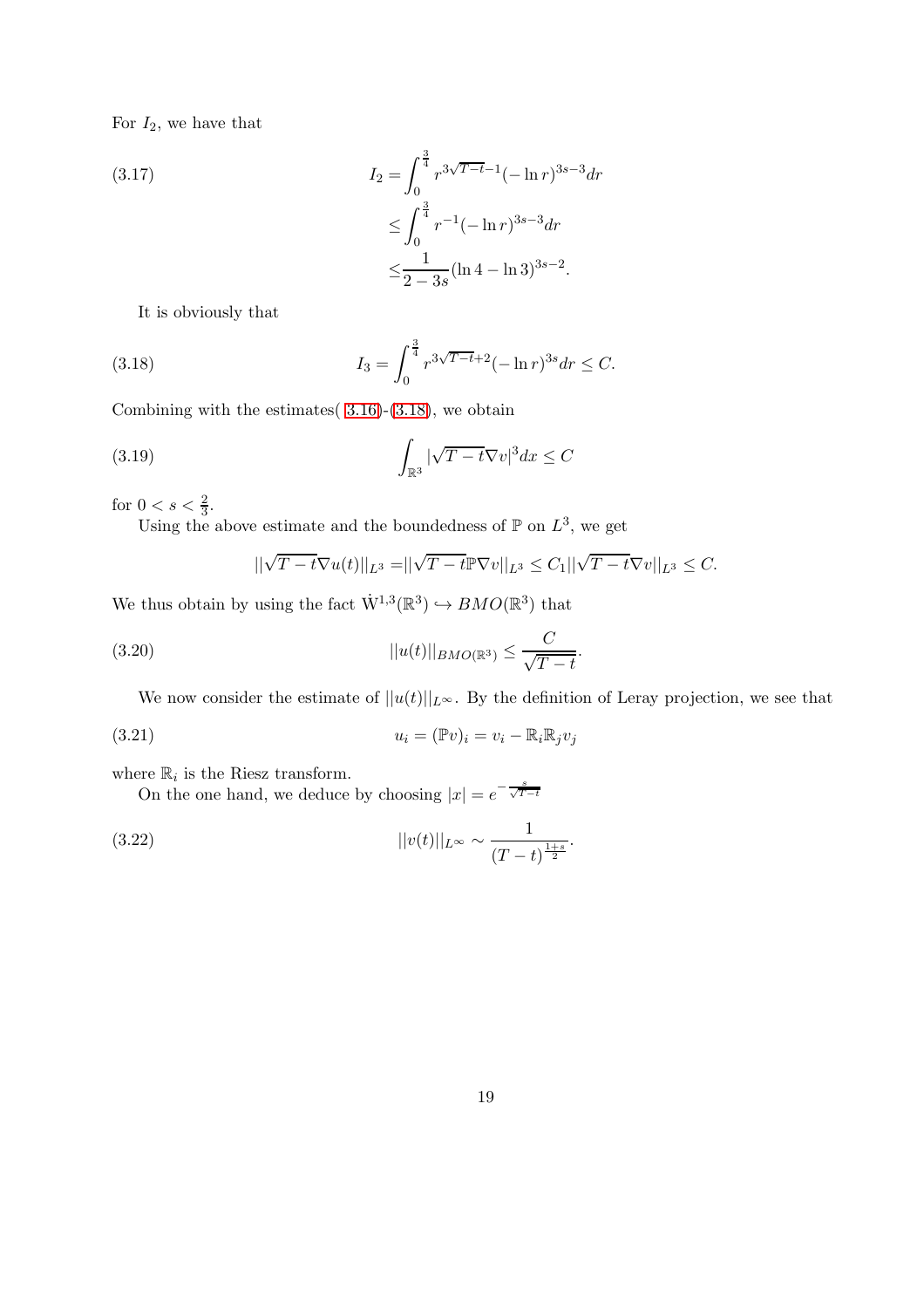For $I_2$, we have that

$$
\begin{aligned}
I_2 =& \int_0^{\frac{3}{4}} r^{3\sqrt{T-t}-1}(-\ln r)^{3s-3}dr \\
\leq& \int_0^{\frac{3}{4}} r^{-1}(-\ln r)^{3s-3}dr \\
\leq& \frac{1}{2-3s}(\ln 4 - \ln 3)^{3s-2}.
\end{aligned}
\tag{3.17}
$$

It is obviously that

$$
I_3 = \int_0^{\frac{3}{4}} r^{3\sqrt{T-t}+2}(-\ln r)^{3s}dr \leq C. \tag{3.18}
$$

Combining with the estimates( 3.16)-(3.18), we obtain

$$
\int_{\mathbb{R}^3} |\sqrt{T-t}\nabla v|^3 dx \leq C \tag{3.19}
$$

for $0 < s < \frac{2}{3}$.

Using the above estimate and the boundedness of $\mathbb{P}$ on $L^3$, we get

$$
||\sqrt{T-t}\nabla u(t)||_{L^3} = ||\sqrt{T-t}\mathbb{P}\nabla v||_{L^3} \leq C_1 ||\sqrt{T-t}\nabla v||_{L^3} \leq C.
$$

We thus obtain by using the fact $\dot{\mathrm{W}}^{1,3}(\mathbb{R}^3) \hookrightarrow BMO(\mathbb{R}^3)$ that

$$
||u(t)||_{BMO(\mathbb{R}^3)} \leq \frac{C}{\sqrt{T-t}}. \tag{3.20}
$$

We now consider the estimate of $||u(t)||_{L^\infty}$. By the definition of Leray projection, we see that

$$
u_i = (\mathbb{P}v)_i = v_i - \mathbb{R}_i\mathbb{R}_j v_j \tag{3.21}
$$

where $\mathbb{R}_i$ is the Riesz transform.

On the one hand, we deduce by choosing $|x| = e^{-\frac{s}{\sqrt{T-t}}}$

$$
||v(t)||_{L^\infty} \sim \frac{1}{(T-t)^{\frac{1+s}{2}}}. \tag{3.22}
$$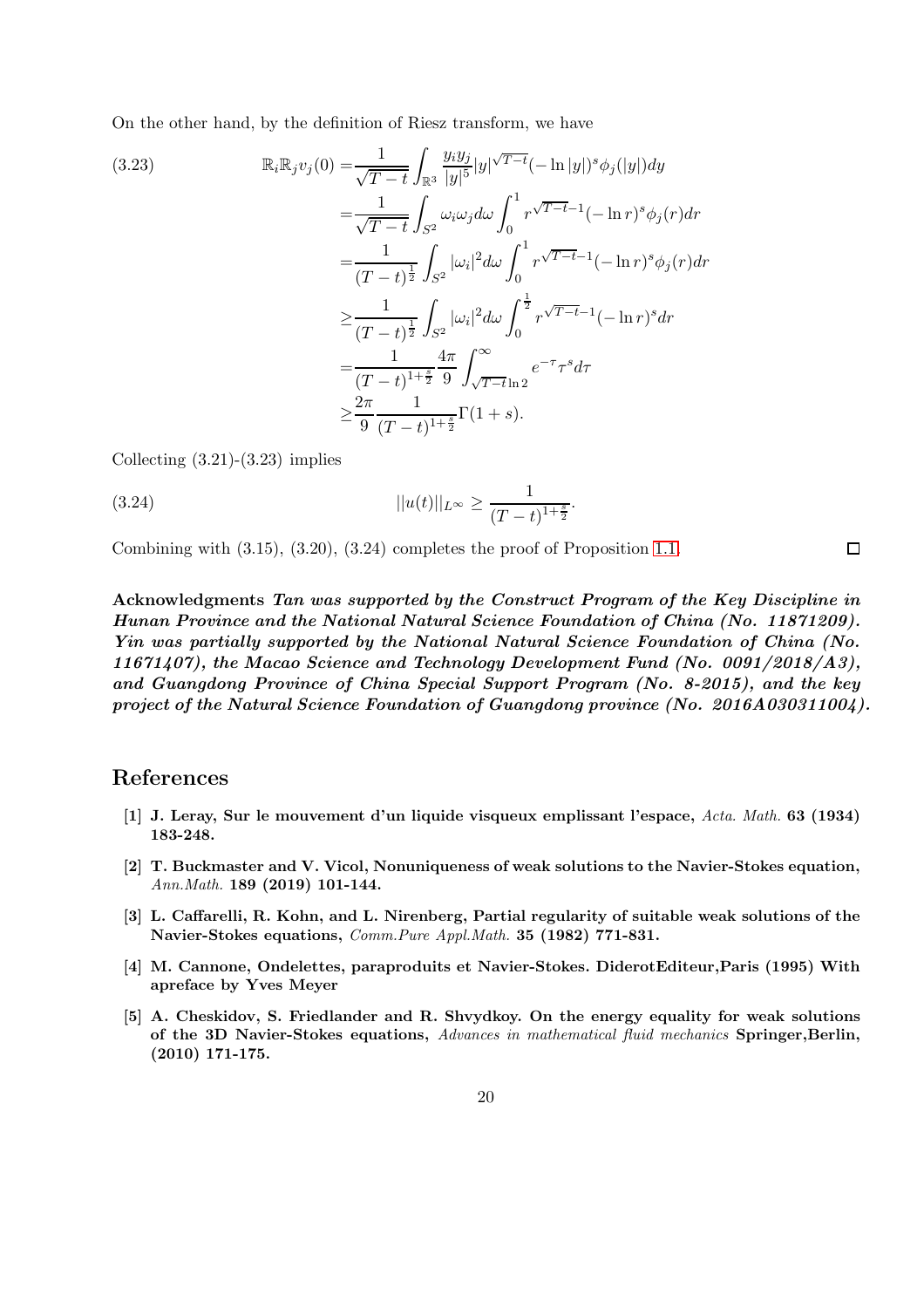On the other hand, by the definition of Riesz transform, we have

$$
\begin{aligned}
\mathbb{R}_i\mathbb{R}_j v_j(0) =& \frac{1}{\sqrt{T-t}}\int_{\mathbb{R}^3} \frac{y_i y_j}{|y|^5}|y|^{\sqrt{T-t}}(-\ln|y|)^s \phi_j(|y|)dy \\
=& \frac{1}{\sqrt{T-t}}\int_{S^2}\omega_i\omega_j d\omega \int_0^1 r^{\sqrt{T-t}-1}(-\ln r)^s\phi_j(r)dr \\
=& \frac{1}{(T-t)^{\frac{1}{2}}}\int_{S^2}|\omega_i|^2 d\omega \int_0^1 r^{\sqrt{T-t}-1}(-\ln r)^s\phi_j(r)dr \\
\geq& \frac{1}{(T-t)^{\frac{1}{2}}}\int_{S^2}|\omega_i|^2 d\omega \int_0^{\frac{1}{2}} r^{\sqrt{T-t}-1}(-\ln r)^s dr \\
=& \frac{1}{(T-t)^{1+\frac{s}{2}}}\frac{4\pi}{9}\int_{\sqrt{T-t}\ln 2}^{\infty} e^{-\tau}\tau^s d\tau \\
\geq& \frac{2\pi}{9}\frac{1}{(T-t)^{1+\frac{s}{2}}}\Gamma(1+s).
\end{aligned}
\tag{3.23}
$$

Collecting (3.21)-(3.23) implies

$$
||u(t)||_{L^\infty} \geq \frac{1}{(T-t)^{1+\frac{s}{2}}}. \tag{3.24}
$$

Combining with (3.15), (3.20), (3.24) completes the proof of Proposition 1.1. □

**Acknowledgments** ***Tan was supported by the Construct Program of the Key Discipline in Hunan Province and the National Natural Science Foundation of China (No. 11871209). Yin was partially supported by the National Natural Science Foundation of China (No. 11671407), the Macao Science and Technology Development Fund (No. 0091/2018/A3), and Guangdong Province of China Special Support Program (No. 8-2015), and the key project of the Natural Science Foundation of Guangdong province (No. 2016A030311004).***

## References

[1] **J. Leray, Sur le mouvement d'un liquide visqueux emplissant l'espace,** *Acta. Math.* **63 (1934) 183-248.**

[2] **T. Buckmaster and V. Vicol, Nonuniqueness of weak solutions to the Navier-Stokes equation,** *Ann.Math.* **189 (2019) 101-144.**

[3] **L. Caffarelli, R. Kohn, and L. Nirenberg, Partial regularity of suitable weak solutions of the Navier-Stokes equations,** *Comm.Pure Appl.Math.* **35 (1982) 771-831.**

[4] **M. Cannone, Ondelettes, paraproduits et Navier-Stokes. DiderotEditeur,Paris (1995) With apreface by Yves Meyer**

[5] **A. Cheskidov, S. Friedlander and R. Shvydkoy. On the energy equality for weak solutions of the 3D Navier-Stokes equations,** *Advances in mathematical fluid mechanics* **Springer,Berlin, (2010) 171-175.**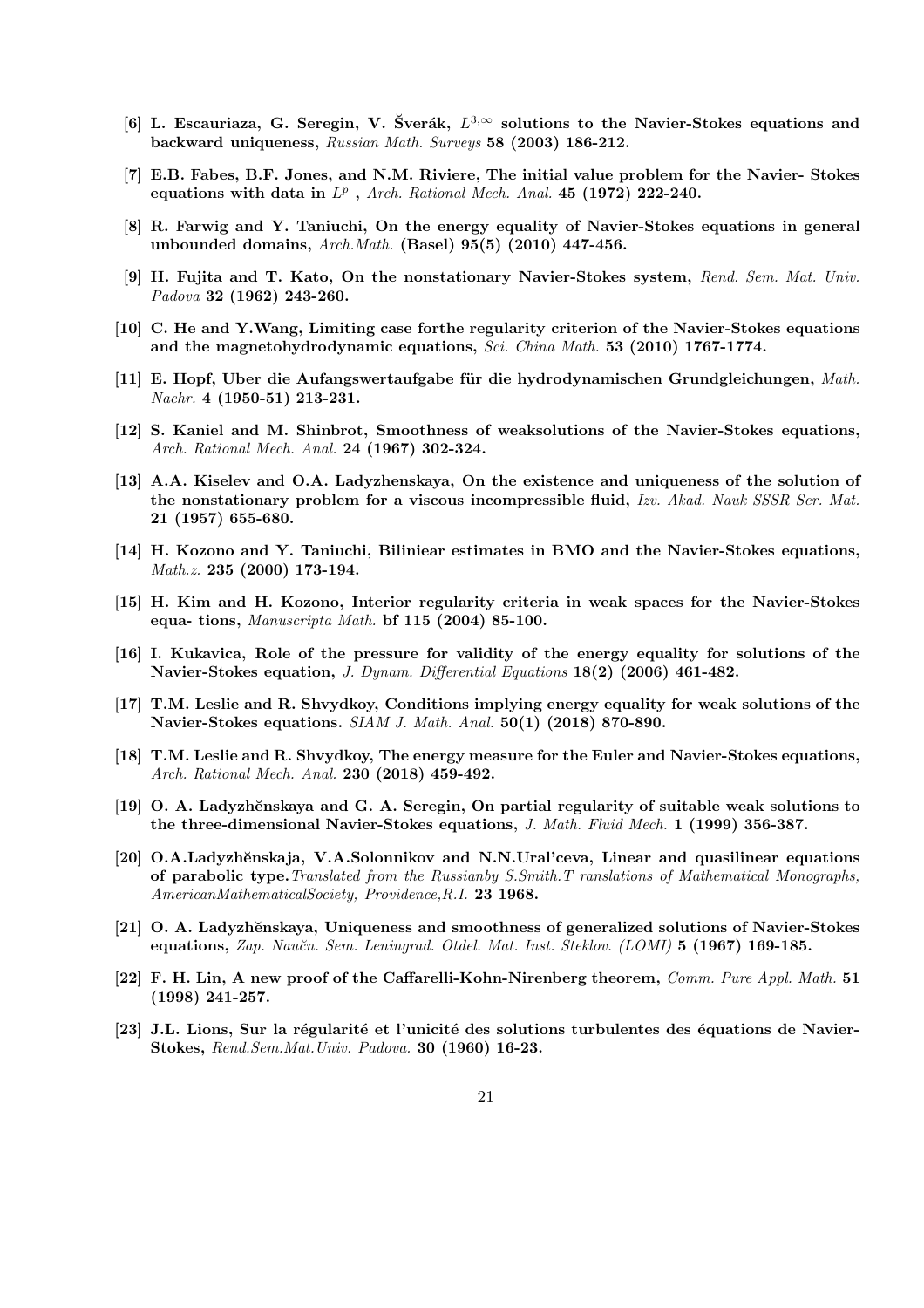[6] **L. Escauriaza, G. Seregin, V. Šverák, $L^{3,\infty}$ solutions to the Navier-Stokes equations and backward uniqueness,** *Russian Math. Surveys* **58 (2003) 186-212.**

[7] **E.B. Fabes, B.F. Jones, and N.M. Riviere, The initial value problem for the Navier- Stokes equations with data in $L^p$ ,** *Arch. Rational Mech. Anal.* **45 (1972) 222-240.**

[8] **R. Farwig and Y. Taniuchi, On the energy equality of Navier-Stokes equations in general unbounded domains,** *Arch.Math.* **(Basel) 95(5) (2010) 447-456.**

[9] **H. Fujita and T. Kato, On the nonstationary Navier-Stokes system,** *Rend. Sem. Mat. Univ. Padova* **32 (1962) 243-260.**

[10] **C. He and Y.Wang, Limiting case forthe regularity criterion of the Navier-Stokes equations and the magnetohydrodynamic equations,** *Sci. China Math.* **53 (2010) 1767-1774.**

[11] **E. Hopf, Uber die Aufangswertaufgabe für die hydrodynamischen Grundgleichungen,** *Math. Nachr.* **4 (1950-51) 213-231.**

[12] **S. Kaniel and M. Shinbrot, Smoothness of weaksolutions of the Navier-Stokes equations,** *Arch. Rational Mech. Anal.* **24 (1967) 302-324.**

[13] **A.A. Kiselev and O.A. Ladyzhenskaya, On the existence and uniqueness of the solution of the nonstationary problem for a viscous incompressible fluid,** *Izv. Akad. Nauk SSSR Ser. Mat.* **21 (1957) 655-680.**

[14] **H. Kozono and Y. Taniuchi, Biliniear estimates in BMO and the Navier-Stokes equations,** *Math.z.* **235 (2000) 173-194.**

[15] **H. Kim and H. Kozono, Interior regularity criteria in weak spaces for the Navier-Stokes equa- tions,** *Manuscripta Math.* **bf 115 (2004) 85-100.**

[16] **I. Kukavica, Role of the pressure for validity of the energy equality for solutions of the Navier-Stokes equation,** *J. Dynam. Differential Equations* **18(2) (2006) 461-482.**

[17] **T.M. Leslie and R. Shvydkoy, Conditions implying energy equality for weak solutions of the Navier-Stokes equations.** *SIAM J. Math. Anal.* **50(1) (2018) 870-890.**

[18] **T.M. Leslie and R. Shvydkoy, The energy measure for the Euler and Navier-Stokes equations,** *Arch. Rational Mech. Anal.* **230 (2018) 459-492.**

[19] **O. A. Ladyzhěnskaya and G. A. Seregin, On partial regularity of suitable weak solutions to the three-dimensional Navier-Stokes equations,** *J. Math. Fluid Mech.* **1 (1999) 356-387.**

[20] **O.A.Ladyzhěnskaja, V.A.Solonnikov and N.N.Ural'ceva, Linear and quasilinear equations of parabolic type.** *Translated from the Russianby S.Smith.T ranslations of Mathematical Monographs, AmericanMathematicalSociety, Providence,R.I.* **23 1968.**

[21] **O. A. Ladyzhěnskaya, Uniqueness and smoothness of generalized solutions of Navier-Stokes equations,** *Zap. Naučn. Sem. Leningrad. Otdel. Mat. Inst. Steklov. (LOMI)* **5 (1967) 169-185.**

[22] **F. H. Lin, A new proof of the Caffarelli-Kohn-Nirenberg theorem,** *Comm. Pure Appl. Math.* **51 (1998) 241-257.**

[23] **J.L. Lions, Sur la régularité et l'unicité des solutions turbulentes des équations de Navier-Stokes,** *Rend.Sem.Mat.Univ. Padova.* **30 (1960) 16-23.**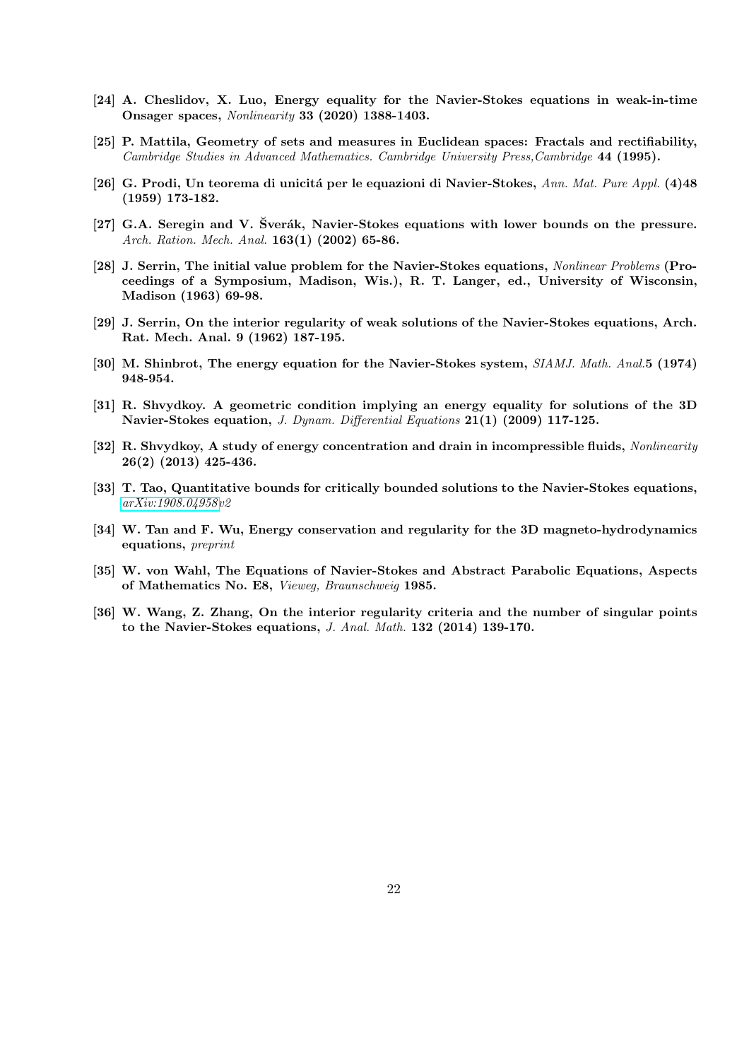[24] **A. Cheslidov, X. Luo, Energy equality for the Navier-Stokes equations in weak-in-time Onsager spaces,** *Nonlinearity* **33 (2020) 1388-1403.**

[25] **P. Mattila, Geometry of sets and measures in Euclidean spaces: Fractals and rectifiability,** *Cambridge Studies in Advanced Mathematics. Cambridge University Press,Cambridge* **44 (1995).**

[26] **G. Prodi, Un teorema di unicitá per le equazioni di Navier-Stokes,** *Ann. Mat. Pure Appl.* **(4)48 (1959) 173-182.**

[27] **G.A. Seregin and V. Šverák, Navier-Stokes equations with lower bounds on the pressure.** *Arch. Ration. Mech. Anal.* **163(1) (2002) 65-86.**

[28] **J. Serrin, The initial value problem for the Navier-Stokes equations,** *Nonlinear Problems* **(Proceedings of a Symposium, Madison, Wis.), R. T. Langer, ed., University of Wisconsin, Madison (1963) 69-98.**

[29] **J. Serrin, On the interior regularity of weak solutions of the Navier-Stokes equations, Arch. Rat. Mech. Anal. 9 (1962) 187-195.**

[30] **M. Shinbrot, The energy equation for the Navier-Stokes system,** *SIAMJ. Math. Anal.***5 (1974) 948-954.**

[31] **R. Shvydkoy. A geometric condition implying an energy equality for solutions of the 3D Navier-Stokes equation,** *J. Dynam. Differential Equations* **21(1) (2009) 117-125.**

[32] **R. Shvydkoy, A study of energy concentration and drain in incompressible fluids,** *Nonlinearity* **26(2) (2013) 425-436.**

[33] **T. Tao, Quantitative bounds for critically bounded solutions to the Navier-Stokes equations,** *arXiv:1908.04958v2*

[34] **W. Tan and F. Wu, Energy conservation and regularity for the 3D magneto-hydrodynamics equations,** *preprint*

[35] **W. von Wahl, The Equations of Navier-Stokes and Abstract Parabolic Equations, Aspects of Mathematics No. E8,** *Vieweg, Braunschweig* **1985.**

[36] **W. Wang, Z. Zhang, On the interior regularity criteria and the number of singular points to the Navier-Stokes equations,** *J. Anal. Math.* **132 (2014) 139-170.**